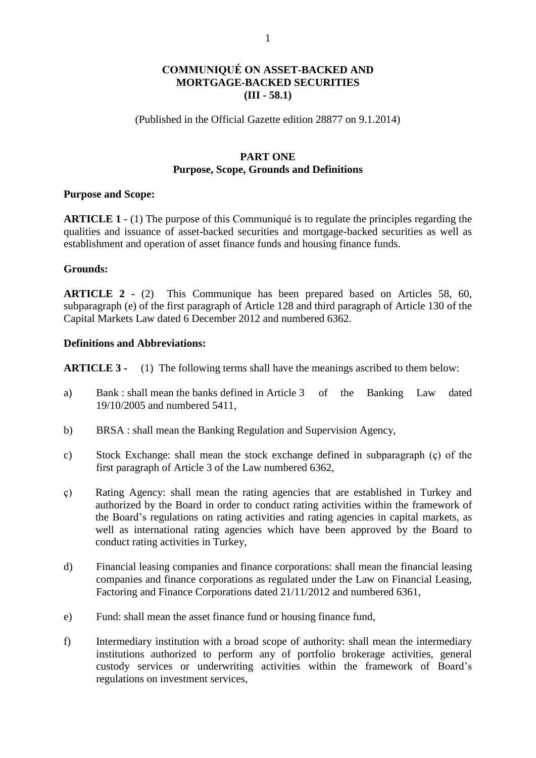# COMMUNIQUÉ ON ASSET-BACKED AND MORTGAGE-BACKED SECURITIES (III - 58.1)

(Published in the Official Gazette edition 28877 on 9.1.2014)

## PART ONE
## Purpose, Scope, Grounds and Definitions

**Purpose and Scope:**

**ARTICLE 1** - (1) The purpose of this Communiqué is to regulate the principles regarding the qualities and issuance of asset-backed securities and mortgage-backed securities as well as establishment and operation of asset finance funds and housing finance funds.

**Grounds:**

**ARTICLE 2** - (2) This Communique has been prepared based on Articles 58, 60, subparagraph (e) of the first paragraph of Article 128 and third paragraph of Article 130 of the Capital Markets Law dated 6 December 2012 and numbered 6362.

**Definitions and Abbreviations:**

**ARTICLE 3** - (1) The following terms shall have the meanings ascribed to them below:

a) Bank : shall mean the banks defined in Article 3 of the Banking Law dated 19/10/2005 and numbered 5411,

b) BRSA : shall mean the Banking Regulation and Supervision Agency,

c) Stock Exchange: shall mean the stock exchange defined in subparagraph (ç) of the first paragraph of Article 3 of the Law numbered 6362,

ç) Rating Agency: shall mean the rating agencies that are established in Turkey and authorized by the Board in order to conduct rating activities within the framework of the Board's regulations on rating activities and rating agencies in capital markets, as well as international rating agencies which have been approved by the Board to conduct rating activities in Turkey,

d) Financial leasing companies and finance corporations: shall mean the financial leasing companies and finance corporations as regulated under the Law on Financial Leasing, Factoring and Finance Corporations dated 21/11/2012 and numbered 6361,

e) Fund: shall mean the asset finance fund or housing finance fund,

f) Intermediary institution with a broad scope of authority: shall mean the intermediary institutions authorized to perform any of portfolio brokerage activities, general custody services or underwriting activities within the framework of Board's regulations on investment services,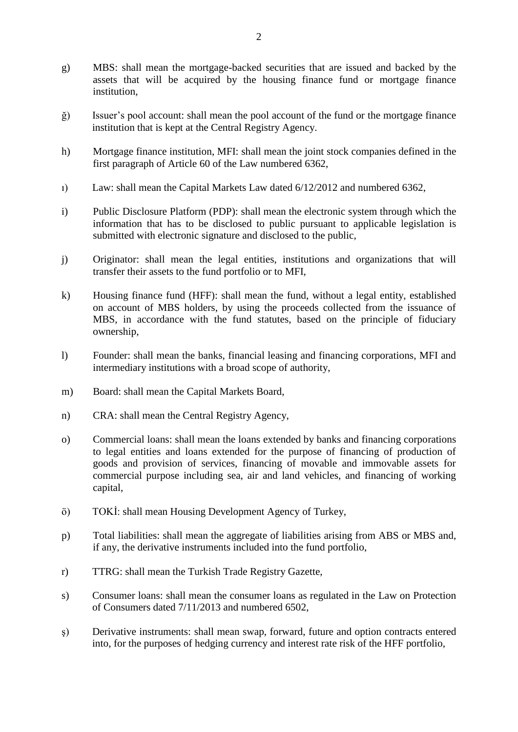g) MBS: shall mean the mortgage-backed securities that are issued and backed by the assets that will be acquired by the housing finance fund or mortgage finance institution,

ğ) Issuer's pool account: shall mean the pool account of the fund or the mortgage finance institution that is kept at the Central Registry Agency.

h) Mortgage finance institution, MFI: shall mean the joint stock companies defined in the first paragraph of Article 60 of the Law numbered 6362,

ı) Law: shall mean the Capital Markets Law dated 6/12/2012 and numbered 6362,

i) Public Disclosure Platform (PDP): shall mean the electronic system through which the information that has to be disclosed to public pursuant to applicable legislation is submitted with electronic signature and disclosed to the public,

j) Originator: shall mean the legal entities, institutions and organizations that will transfer their assets to the fund portfolio or to MFI,

k) Housing finance fund (HFF): shall mean the fund, without a legal entity, established on account of MBS holders, by using the proceeds collected from the issuance of MBS, in accordance with the fund statutes, based on the principle of fiduciary ownership,

l) Founder: shall mean the banks, financial leasing and financing corporations, MFI and intermediary institutions with a broad scope of authority,

m) Board: shall mean the Capital Markets Board,

n) CRA: shall mean the Central Registry Agency,

o) Commercial loans: shall mean the loans extended by banks and financing corporations to legal entities and loans extended for the purpose of financing of production of goods and provision of services, financing of movable and immovable assets for commercial purpose including sea, air and land vehicles, and financing of working capital,

ö) TOKİ: shall mean Housing Development Agency of Turkey,

p) Total liabilities: shall mean the aggregate of liabilities arising from ABS or MBS and, if any, the derivative instruments included into the fund portfolio,

r) TTRG: shall mean the Turkish Trade Registry Gazette,

s) Consumer loans: shall mean the consumer loans as regulated in the Law on Protection of Consumers dated 7/11/2013 and numbered 6502,

ş) Derivative instruments: shall mean swap, forward, future and option contracts entered into, for the purposes of hedging currency and interest rate risk of the HFF portfolio,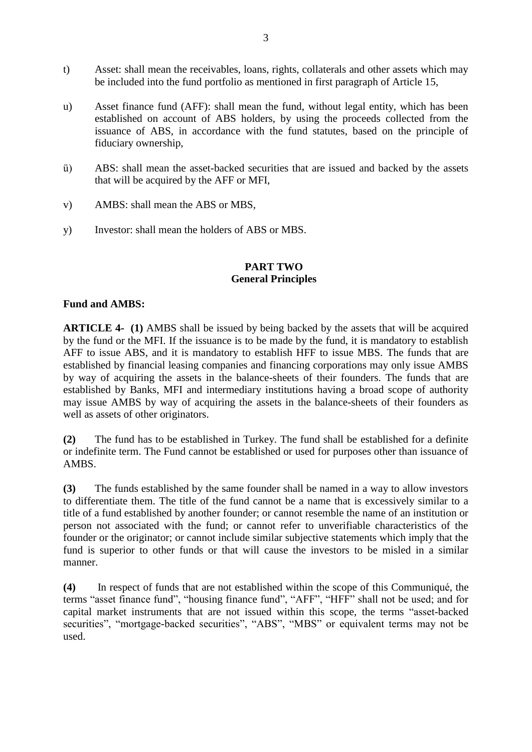t) Asset: shall mean the receivables, loans, rights, collaterals and other assets which may be included into the fund portfolio as mentioned in first paragraph of Article 15,

u) Asset finance fund (AFF): shall mean the fund, without legal entity, which has been established on account of ABS holders, by using the proceeds collected from the issuance of ABS, in accordance with the fund statutes, based on the principle of fiduciary ownership,

ü) ABS: shall mean the asset-backed securities that are issued and backed by the assets that will be acquired by the AFF or MFI,

v) AMBS: shall mean the ABS or MBS,

y) Investor: shall mean the holders of ABS or MBS.

## PART TWO
## General Principles

**Fund and AMBS:**

**ARTICLE 4- (1)** AMBS shall be issued by being backed by the assets that will be acquired by the fund or the MFI. If the issuance is to be made by the fund, it is mandatory to establish AFF to issue ABS, and it is mandatory to establish HFF to issue MBS. The funds that are established by financial leasing companies and financing corporations may only issue AMBS by way of acquiring the assets in the balance-sheets of their founders. The funds that are established by Banks, MFI and intermediary institutions having a broad scope of authority may issue AMBS by way of acquiring the assets in the balance-sheets of their founders as well as assets of other originators.

**(2)** The fund has to be established in Turkey. The fund shall be established for a definite or indefinite term. The Fund cannot be established or used for purposes other than issuance of AMBS.

**(3)** The funds established by the same founder shall be named in a way to allow investors to differentiate them. The title of the fund cannot be a name that is excessively similar to a title of a fund established by another founder; or cannot resemble the name of an institution or person not associated with the fund; or cannot refer to unverifiable characteristics of the founder or the originator; or cannot include similar subjective statements which imply that the fund is superior to other funds or that will cause the investors to be misled in a similar manner.

**(4)** In respect of funds that are not established within the scope of this Communiqué, the terms “asset finance fund”, “housing finance fund”, “AFF”, “HFF” shall not be used; and for capital market instruments that are not issued within this scope, the terms “asset-backed securities”, “mortgage-backed securities”, “ABS”, “MBS” or equivalent terms may not be used.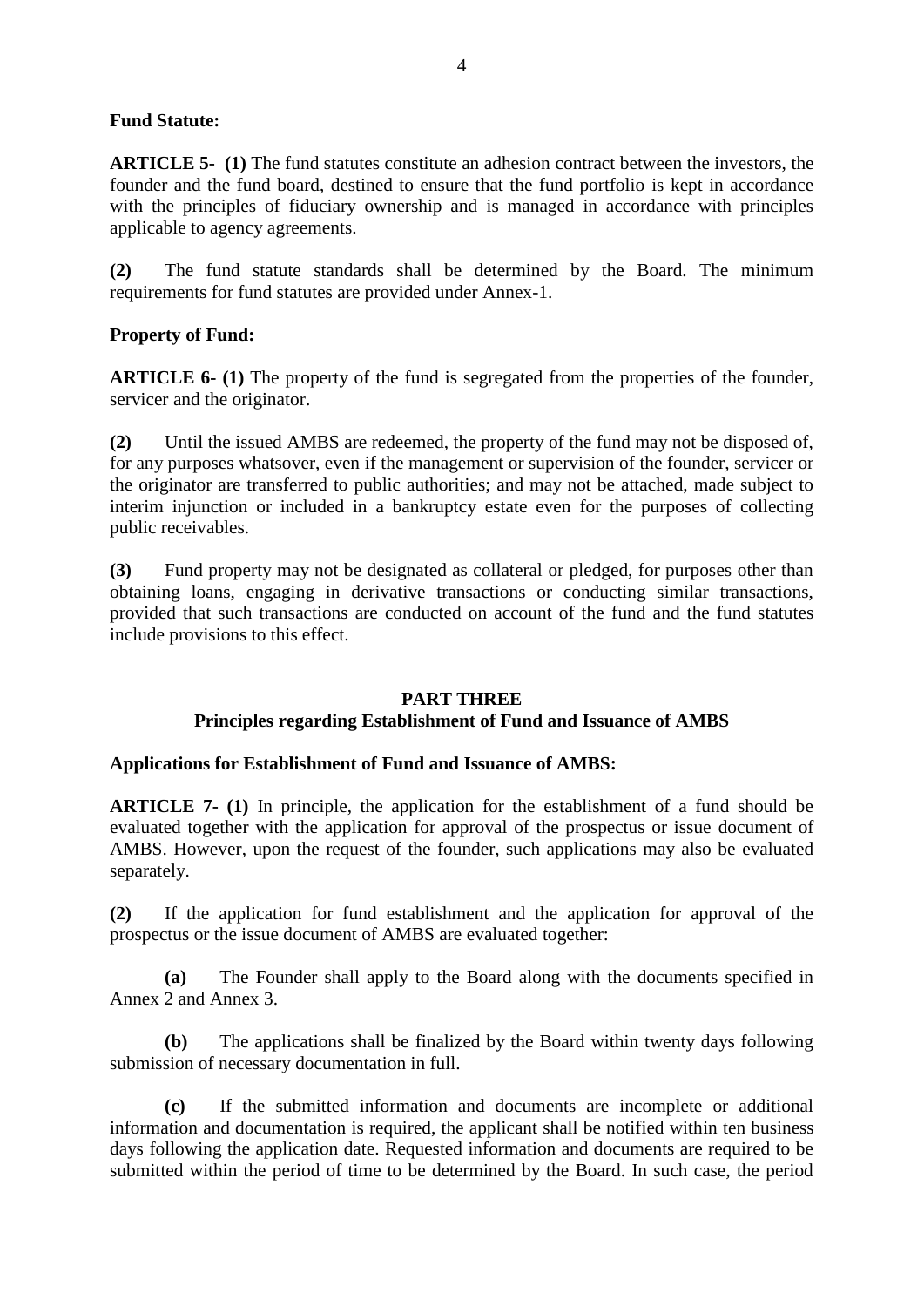**Fund Statute:**

**ARTICLE 5- (1)** The fund statutes constitute an adhesion contract between the investors, the founder and the fund board, destined to ensure that the fund portfolio is kept in accordance with the principles of fiduciary ownership and is managed in accordance with principles applicable to agency agreements.

**(2)** The fund statute standards shall be determined by the Board. The minimum requirements for fund statutes are provided under Annex-1.

**Property of Fund:**

**ARTICLE 6- (1)** The property of the fund is segregated from the properties of the founder, servicer and the originator.

**(2)** Until the issued AMBS are redeemed, the property of the fund may not be disposed of, for any purposes whatsover, even if the management or supervision of the founder, servicer or the originator are transferred to public authorities; and may not be attached, made subject to interim injunction or included in a bankruptcy estate even for the purposes of collecting public receivables.

**(3)** Fund property may not be designated as collateral or pledged, for purposes other than obtaining loans, engaging in derivative transactions or conducting similar transactions, provided that such transactions are conducted on account of the fund and the fund statutes include provisions to this effect.

## PART THREE
## Principles regarding Establishment of Fund and Issuance of AMBS

**Applications for Establishment of Fund and Issuance of AMBS:**

**ARTICLE 7- (1)** In principle, the application for the establishment of a fund should be evaluated together with the application for approval of the prospectus or issue document of AMBS. However, upon the request of the founder, such applications may also be evaluated separately.

**(2)** If the application for fund establishment and the application for approval of the prospectus or the issue document of AMBS are evaluated together:

**(a)** The Founder shall apply to the Board along with the documents specified in Annex 2 and Annex 3.

**(b)** The applications shall be finalized by the Board within twenty days following submission of necessary documentation in full.

**(c)** If the submitted information and documents are incomplete or additional information and documentation is required, the applicant shall be notified within ten business days following the application date. Requested information and documents are required to be submitted within the period of time to be determined by the Board. In such case, the period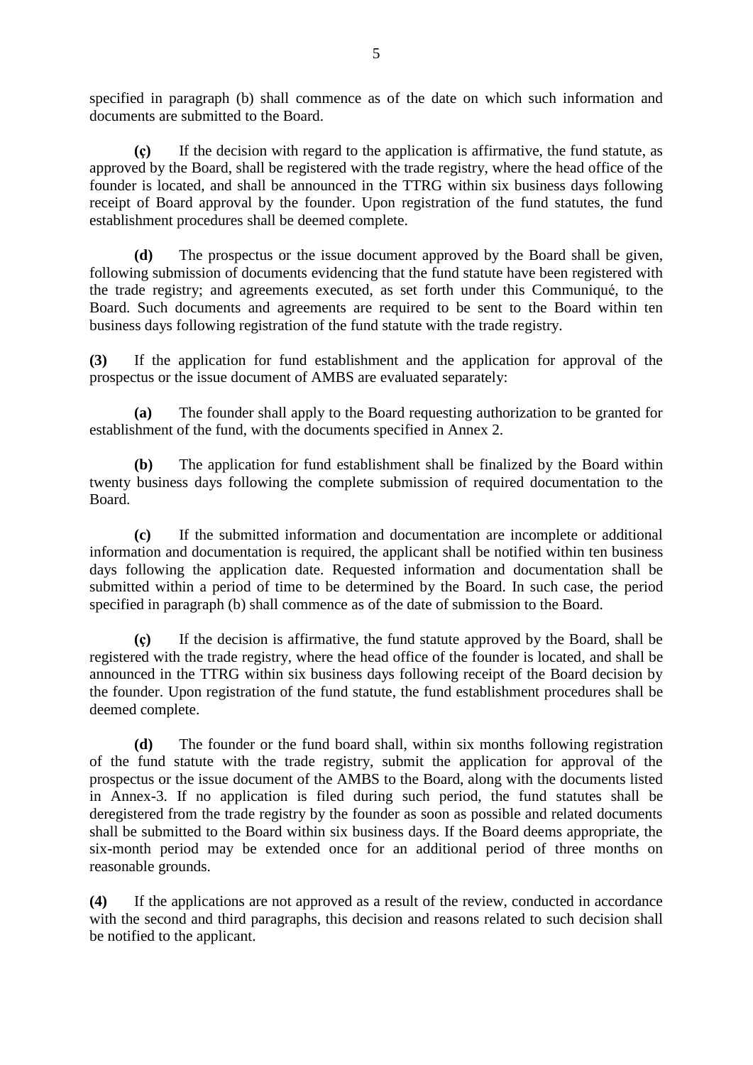specified in paragraph (b) shall commence as of the date on which such information and documents are submitted to the Board.

**(ç)** If the decision with regard to the application is affirmative, the fund statute, as approved by the Board, shall be registered with the trade registry, where the head office of the founder is located, and shall be announced in the TTRG within six business days following receipt of Board approval by the founder. Upon registration of the fund statutes, the fund establishment procedures shall be deemed complete.

**(d)** The prospectus or the issue document approved by the Board shall be given, following submission of documents evidencing that the fund statute have been registered with the trade registry; and agreements executed, as set forth under this Communiqué, to the Board. Such documents and agreements are required to be sent to the Board within ten business days following registration of the fund statute with the trade registry.

**(3)** If the application for fund establishment and the application for approval of the prospectus or the issue document of AMBS are evaluated separately:

**(a)** The founder shall apply to the Board requesting authorization to be granted for establishment of the fund, with the documents specified in Annex 2.

**(b)** The application for fund establishment shall be finalized by the Board within twenty business days following the complete submission of required documentation to the Board.

**(c)** If the submitted information and documentation are incomplete or additional information and documentation is required, the applicant shall be notified within ten business days following the application date. Requested information and documentation shall be submitted within a period of time to be determined by the Board. In such case, the period specified in paragraph (b) shall commence as of the date of submission to the Board.

**(ç)** If the decision is affirmative, the fund statute approved by the Board, shall be registered with the trade registry, where the head office of the founder is located, and shall be announced in the TTRG within six business days following receipt of the Board decision by the founder. Upon registration of the fund statute, the fund establishment procedures shall be deemed complete.

**(d)** The founder or the fund board shall, within six months following registration of the fund statute with the trade registry, submit the application for approval of the prospectus or the issue document of the AMBS to the Board, along with the documents listed in Annex-3. If no application is filed during such period, the fund statutes shall be deregistered from the trade registry by the founder as soon as possible and related documents shall be submitted to the Board within six business days. If the Board deems appropriate, the six-month period may be extended once for an additional period of three months on reasonable grounds.

**(4)** If the applications are not approved as a result of the review, conducted in accordance with the second and third paragraphs, this decision and reasons related to such decision shall be notified to the applicant.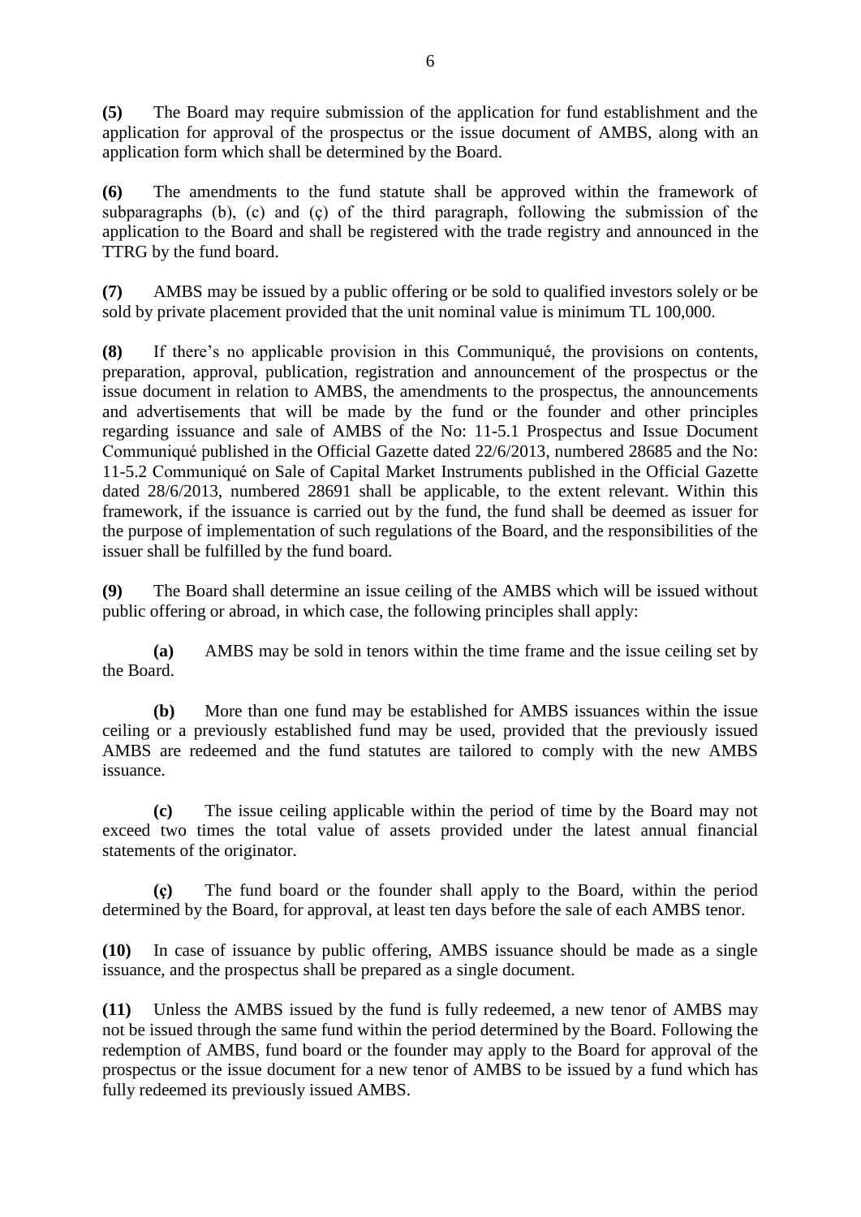**(5)** The Board may require submission of the application for fund establishment and the application for approval of the prospectus or the issue document of AMBS, along with an application form which shall be determined by the Board.

**(6)** The amendments to the fund statute shall be approved within the framework of subparagraphs (b), (c) and (ç) of the third paragraph, following the submission of the application to the Board and shall be registered with the trade registry and announced in the TTRG by the fund board.

**(7)** AMBS may be issued by a public offering or be sold to qualified investors solely or be sold by private placement provided that the unit nominal value is minimum TL 100,000.

**(8)** If there's no applicable provision in this Communiqué, the provisions on contents, preparation, approval, publication, registration and announcement of the prospectus or the issue document in relation to AMBS, the amendments to the prospectus, the announcements and advertisements that will be made by the fund or the founder and other principles regarding issuance and sale of AMBS of the No: 11-5.1 Prospectus and Issue Document Communiqué published in the Official Gazette dated 22/6/2013, numbered 28685 and the No: 11-5.2 Communiqué on Sale of Capital Market Instruments published in the Official Gazette dated 28/6/2013, numbered 28691 shall be applicable, to the extent relevant. Within this framework, if the issuance is carried out by the fund, the fund shall be deemed as issuer for the purpose of implementation of such regulations of the Board, and the responsibilities of the issuer shall be fulfilled by the fund board.

**(9)** The Board shall determine an issue ceiling of the AMBS which will be issued without public offering or abroad, in which case, the following principles shall apply:

**(a)** AMBS may be sold in tenors within the time frame and the issue ceiling set by the Board.

**(b)** More than one fund may be established for AMBS issuances within the issue ceiling or a previously established fund may be used, provided that the previously issued AMBS are redeemed and the fund statutes are tailored to comply with the new AMBS issuance.

**(c)** The issue ceiling applicable within the period of time by the Board may not exceed two times the total value of assets provided under the latest annual financial statements of the originator.

**(ç)** The fund board or the founder shall apply to the Board, within the period determined by the Board, for approval, at least ten days before the sale of each AMBS tenor.

**(10)** In case of issuance by public offering, AMBS issuance should be made as a single issuance, and the prospectus shall be prepared as a single document.

**(11)** Unless the AMBS issued by the fund is fully redeemed, a new tenor of AMBS may not be issued through the same fund within the period determined by the Board. Following the redemption of AMBS, fund board or the founder may apply to the Board for approval of the prospectus or the issue document for a new tenor of AMBS to be issued by a fund which has fully redeemed its previously issued AMBS.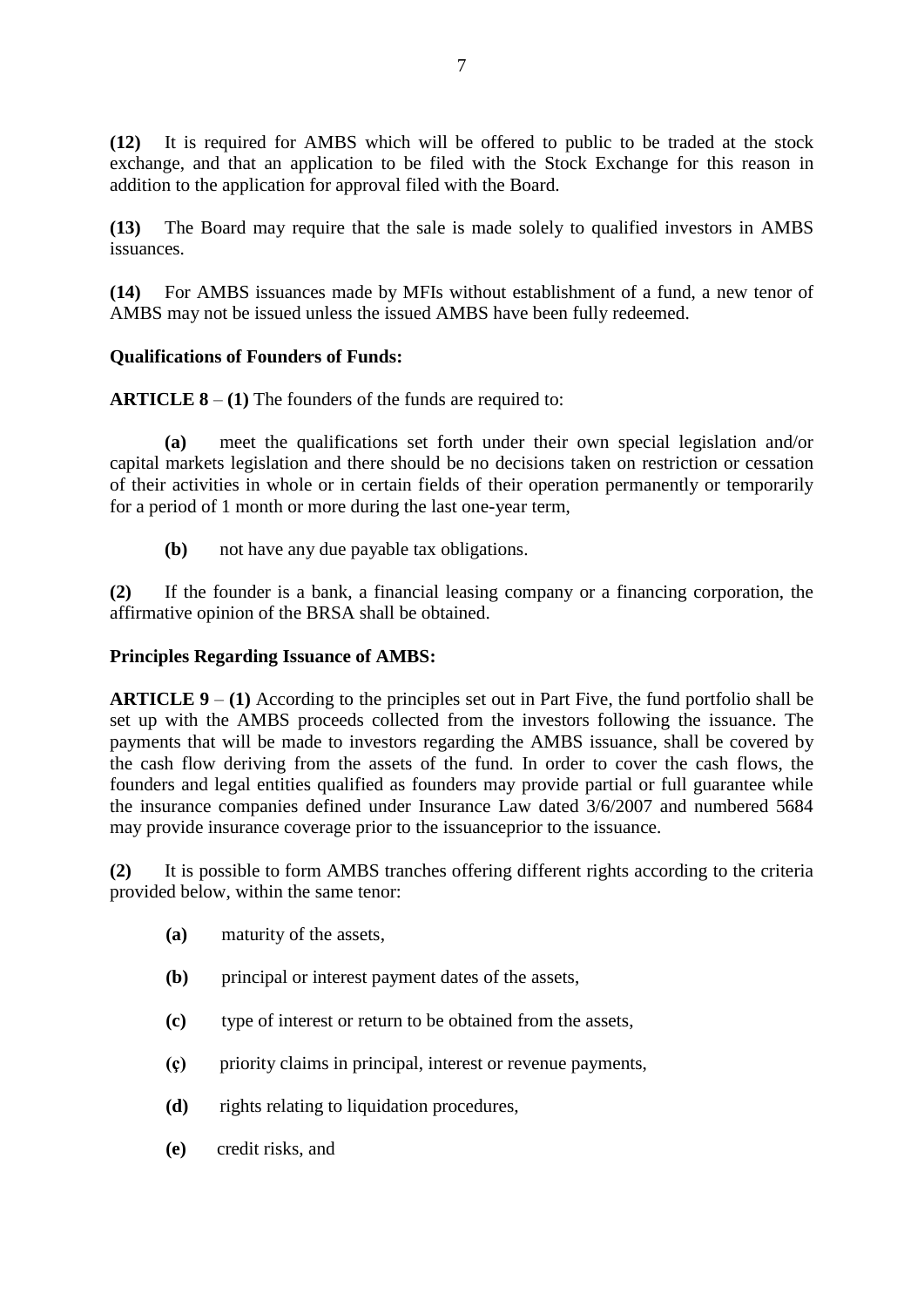**(12)** It is required for AMBS which will be offered to public to be traded at the stock exchange, and that an application to be filed with the Stock Exchange for this reason in addition to the application for approval filed with the Board.

**(13)** The Board may require that the sale is made solely to qualified investors in AMBS issuances.

**(14)** For AMBS issuances made by MFIs without establishment of a fund, a new tenor of AMBS may not be issued unless the issued AMBS have been fully redeemed.

**Qualifications of Founders of Funds:**

**ARTICLE 8** – **(1)** The founders of the funds are required to:

**(a)** meet the qualifications set forth under their own special legislation and/or capital markets legislation and there should be no decisions taken on restriction or cessation of their activities in whole or in certain fields of their operation permanently or temporarily for a period of 1 month or more during the last one-year term,

**(b)** not have any due payable tax obligations.

**(2)** If the founder is a bank, a financial leasing company or a financing corporation, the affirmative opinion of the BRSA shall be obtained.

**Principles Regarding Issuance of AMBS:**

**ARTICLE 9** – **(1)** According to the principles set out in Part Five, the fund portfolio shall be set up with the AMBS proceeds collected from the investors following the issuance. The payments that will be made to investors regarding the AMBS issuance, shall be covered by the cash flow deriving from the assets of the fund. In order to cover the cash flows, the founders and legal entities qualified as founders may provide partial or full guarantee while the insurance companies defined under Insurance Law dated 3/6/2007 and numbered 5684 may provide insurance coverage prior to the issuanceprior to the issuance.

**(2)** It is possible to form AMBS tranches offering different rights according to the criteria provided below, within the same tenor:

**(a)** maturity of the assets,

**(b)** principal or interest payment dates of the assets,

**(c)** type of interest or return to be obtained from the assets,

**(ç)** priority claims in principal, interest or revenue payments,

**(d)** rights relating to liquidation procedures,

**(e)** credit risks, and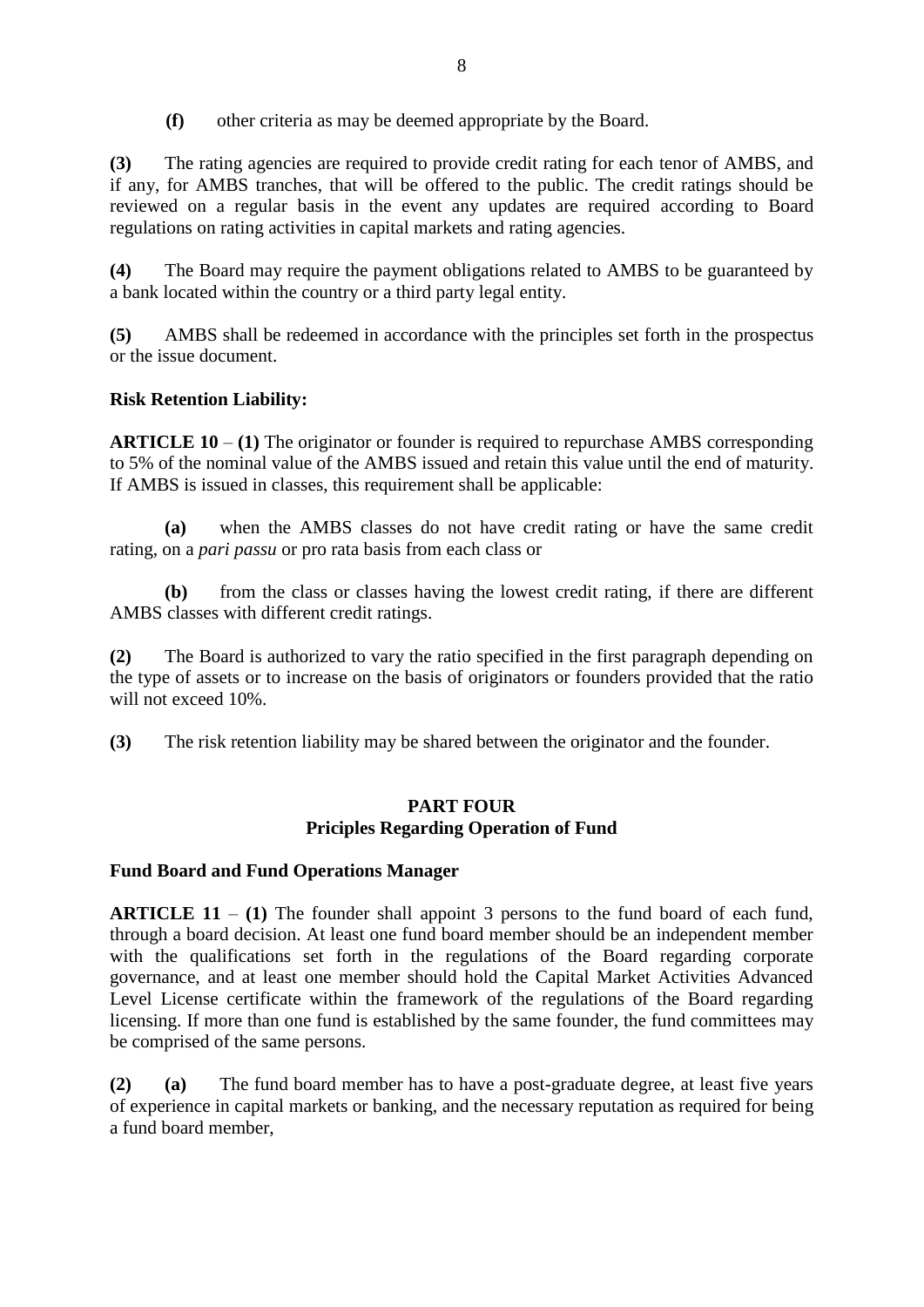**(f)** other criteria as may be deemed appropriate by the Board.

**(3)** The rating agencies are required to provide credit rating for each tenor of AMBS, and if any, for AMBS tranches, that will be offered to the public. The credit ratings should be reviewed on a regular basis in the event any updates are required according to Board regulations on rating activities in capital markets and rating agencies.

**(4)** The Board may require the payment obligations related to AMBS to be guaranteed by a bank located within the country or a third party legal entity.

**(5)** AMBS shall be redeemed in accordance with the principles set forth in the prospectus or the issue document.

**Risk Retention Liability:**

**ARTICLE 10** – **(1)** The originator or founder is required to repurchase AMBS corresponding to 5% of the nominal value of the AMBS issued and retain this value until the end of maturity. If AMBS is issued in classes, this requirement shall be applicable:

**(a)** when the AMBS classes do not have credit rating or have the same credit rating, on a *pari passu* or pro rata basis from each class or

**(b)** from the class or classes having the lowest credit rating, if there are different AMBS classes with different credit ratings.

**(2)** The Board is authorized to vary the ratio specified in the first paragraph depending on the type of assets or to increase on the basis of originators or founders provided that the ratio will not exceed 10%.

**(3)** The risk retention liability may be shared between the originator and the founder.

## PART FOUR
## Priciples Regarding Operation of Fund

**Fund Board and Fund Operations Manager**

**ARTICLE 11** – **(1)** The founder shall appoint 3 persons to the fund board of each fund, through a board decision. At least one fund board member should be an independent member with the qualifications set forth in the regulations of the Board regarding corporate governance, and at least one member should hold the Capital Market Activities Advanced Level License certificate within the framework of the regulations of the Board regarding licensing. If more than one fund is established by the same founder, the fund committees may be comprised of the same persons.

**(2)** **(a)** The fund board member has to have a post-graduate degree, at least five years of experience in capital markets or banking, and the necessary reputation as required for being a fund board member,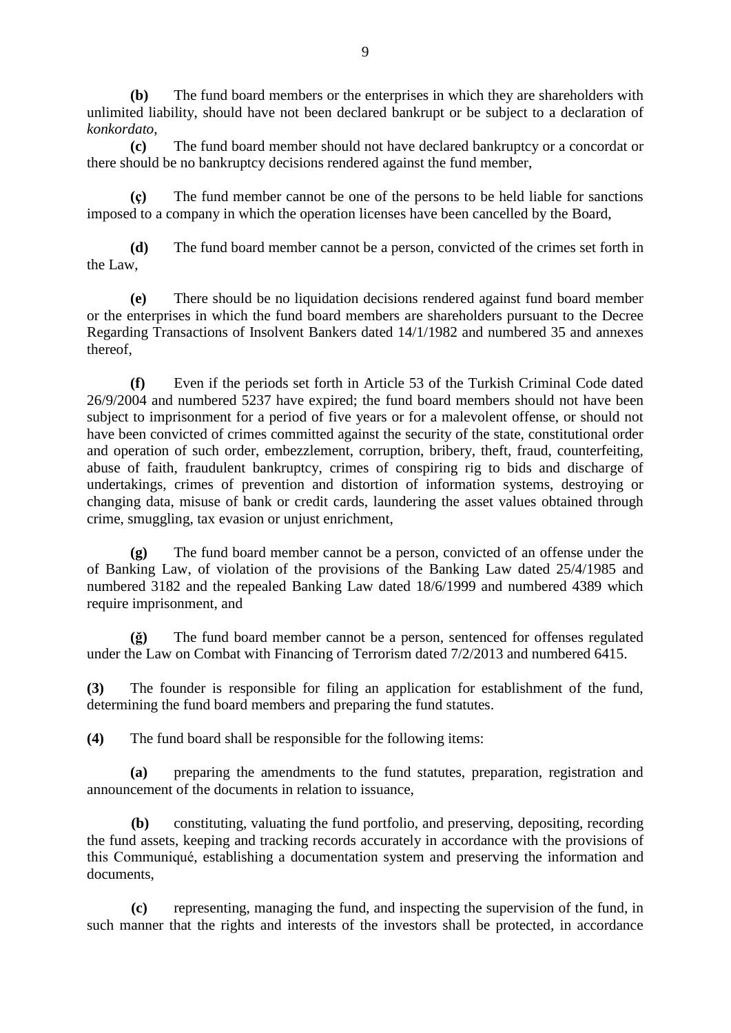**(b)** The fund board members or the enterprises in which they are shareholders with unlimited liability, should have not been declared bankrupt or be subject to a declaration of *konkordato*,

**(c)** The fund board member should not have declared bankruptcy or a concordat or there should be no bankruptcy decisions rendered against the fund member,

**(ç)** The fund member cannot be one of the persons to be held liable for sanctions imposed to a company in which the operation licenses have been cancelled by the Board,

**(d)** The fund board member cannot be a person, convicted of the crimes set forth in the Law,

**(e)** There should be no liquidation decisions rendered against fund board member or the enterprises in which the fund board members are shareholders pursuant to the Decree Regarding Transactions of Insolvent Bankers dated 14/1/1982 and numbered 35 and annexes thereof,

**(f)** Even if the periods set forth in Article 53 of the Turkish Criminal Code dated 26/9/2004 and numbered 5237 have expired; the fund board members should not have been subject to imprisonment for a period of five years or for a malevolent offense, or should not have been convicted of crimes committed against the security of the state, constitutional order and operation of such order, embezzlement, corruption, bribery, theft, fraud, counterfeiting, abuse of faith, fraudulent bankruptcy, crimes of conspiring rig to bids and discharge of undertakings, crimes of prevention and distortion of information systems, destroying or changing data, misuse of bank or credit cards, laundering the asset values obtained through crime, smuggling, tax evasion or unjust enrichment,

**(g)** The fund board member cannot be a person, convicted of an offense under the of Banking Law, of violation of the provisions of the Banking Law dated 25/4/1985 and numbered 3182 and the repealed Banking Law dated 18/6/1999 and numbered 4389 which require imprisonment, and

**(ğ)** The fund board member cannot be a person, sentenced for offenses regulated under the Law on Combat with Financing of Terrorism dated 7/2/2013 and numbered 6415.

**(3)** The founder is responsible for filing an application for establishment of the fund, determining the fund board members and preparing the fund statutes.

**(4)** The fund board shall be responsible for the following items:

**(a)** preparing the amendments to the fund statutes, preparation, registration and announcement of the documents in relation to issuance,

**(b)** constituting, valuating the fund portfolio, and preserving, depositing, recording the fund assets, keeping and tracking records accurately in accordance with the provisions of this Communiqué, establishing a documentation system and preserving the information and documents,

**(c)** representing, managing the fund, and inspecting the supervision of the fund, in such manner that the rights and interests of the investors shall be protected, in accordance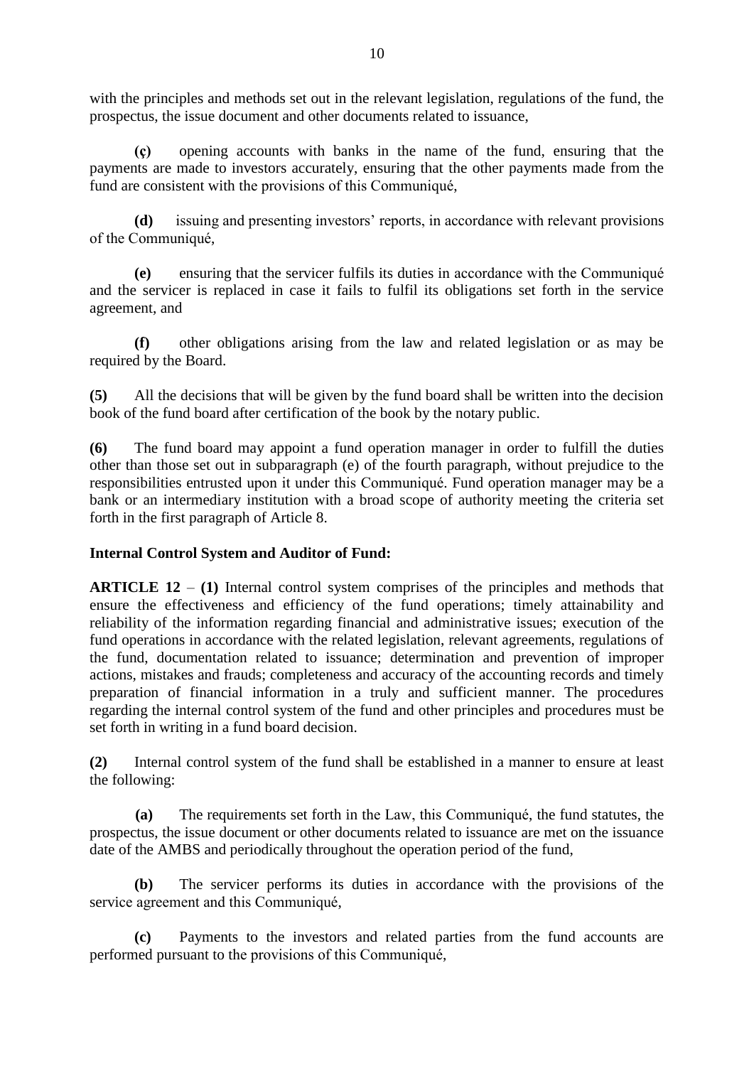with the principles and methods set out in the relevant legislation, regulations of the fund, the prospectus, the issue document and other documents related to issuance,

**(ç)** opening accounts with banks in the name of the fund, ensuring that the payments are made to investors accurately, ensuring that the other payments made from the fund are consistent with the provisions of this Communiqué,

**(d)** issuing and presenting investors' reports, in accordance with relevant provisions of the Communiqué,

**(e)** ensuring that the servicer fulfils its duties in accordance with the Communiqué and the servicer is replaced in case it fails to fulfil its obligations set forth in the service agreement, and

**(f)** other obligations arising from the law and related legislation or as may be required by the Board.

**(5)** All the decisions that will be given by the fund board shall be written into the decision book of the fund board after certification of the book by the notary public.

**(6)** The fund board may appoint a fund operation manager in order to fulfill the duties other than those set out in subparagraph (e) of the fourth paragraph, without prejudice to the responsibilities entrusted upon it under this Communiqué. Fund operation manager may be a bank or an intermediary institution with a broad scope of authority meeting the criteria set forth in the first paragraph of Article 8.

**Internal Control System and Auditor of Fund:**

**ARTICLE 12** – **(1)** Internal control system comprises of the principles and methods that ensure the effectiveness and efficiency of the fund operations; timely attainability and reliability of the information regarding financial and administrative issues; execution of the fund operations in accordance with the related legislation, relevant agreements, regulations of the fund, documentation related to issuance; determination and prevention of improper actions, mistakes and frauds; completeness and accuracy of the accounting records and timely preparation of financial information in a truly and sufficient manner. The procedures regarding the internal control system of the fund and other principles and procedures must be set forth in writing in a fund board decision.

**(2)** Internal control system of the fund shall be established in a manner to ensure at least the following:

**(a)** The requirements set forth in the Law, this Communiqué, the fund statutes, the prospectus, the issue document or other documents related to issuance are met on the issuance date of the AMBS and periodically throughout the operation period of the fund,

**(b)** The servicer performs its duties in accordance with the provisions of the service agreement and this Communiqué,

**(c)** Payments to the investors and related parties from the fund accounts are performed pursuant to the provisions of this Communiqué,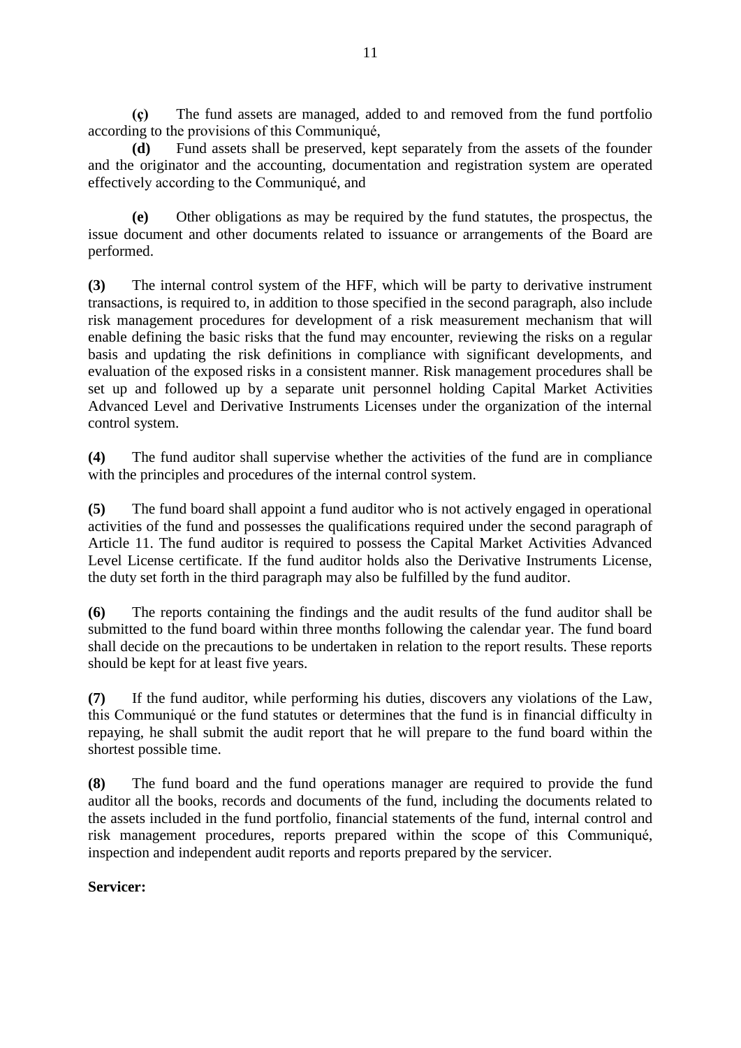**(ç)** The fund assets are managed, added to and removed from the fund portfolio according to the provisions of this Communiqué,

**(d)** Fund assets shall be preserved, kept separately from the assets of the founder and the originator and the accounting, documentation and registration system are operated effectively according to the Communiqué, and

**(e)** Other obligations as may be required by the fund statutes, the prospectus, the issue document and other documents related to issuance or arrangements of the Board are performed.

**(3)** The internal control system of the HFF, which will be party to derivative instrument transactions, is required to, in addition to those specified in the second paragraph, also include risk management procedures for development of a risk measurement mechanism that will enable defining the basic risks that the fund may encounter, reviewing the risks on a regular basis and updating the risk definitions in compliance with significant developments, and evaluation of the exposed risks in a consistent manner. Risk management procedures shall be set up and followed up by a separate unit personnel holding Capital Market Activities Advanced Level and Derivative Instruments Licenses under the organization of the internal control system.

**(4)** The fund auditor shall supervise whether the activities of the fund are in compliance with the principles and procedures of the internal control system.

**(5)** The fund board shall appoint a fund auditor who is not actively engaged in operational activities of the fund and possesses the qualifications required under the second paragraph of Article 11. The fund auditor is required to possess the Capital Market Activities Advanced Level License certificate. If the fund auditor holds also the Derivative Instruments License, the duty set forth in the third paragraph may also be fulfilled by the fund auditor.

**(6)** The reports containing the findings and the audit results of the fund auditor shall be submitted to the fund board within three months following the calendar year. The fund board shall decide on the precautions to be undertaken in relation to the report results. These reports should be kept for at least five years.

**(7)** If the fund auditor, while performing his duties, discovers any violations of the Law, this Communiqué or the fund statutes or determines that the fund is in financial difficulty in repaying, he shall submit the audit report that he will prepare to the fund board within the shortest possible time.

**(8)** The fund board and the fund operations manager are required to provide the fund auditor all the books, records and documents of the fund, including the documents related to the assets included in the fund portfolio, financial statements of the fund, internal control and risk management procedures, reports prepared within the scope of this Communiqué, inspection and independent audit reports and reports prepared by the servicer.

**Servicer:**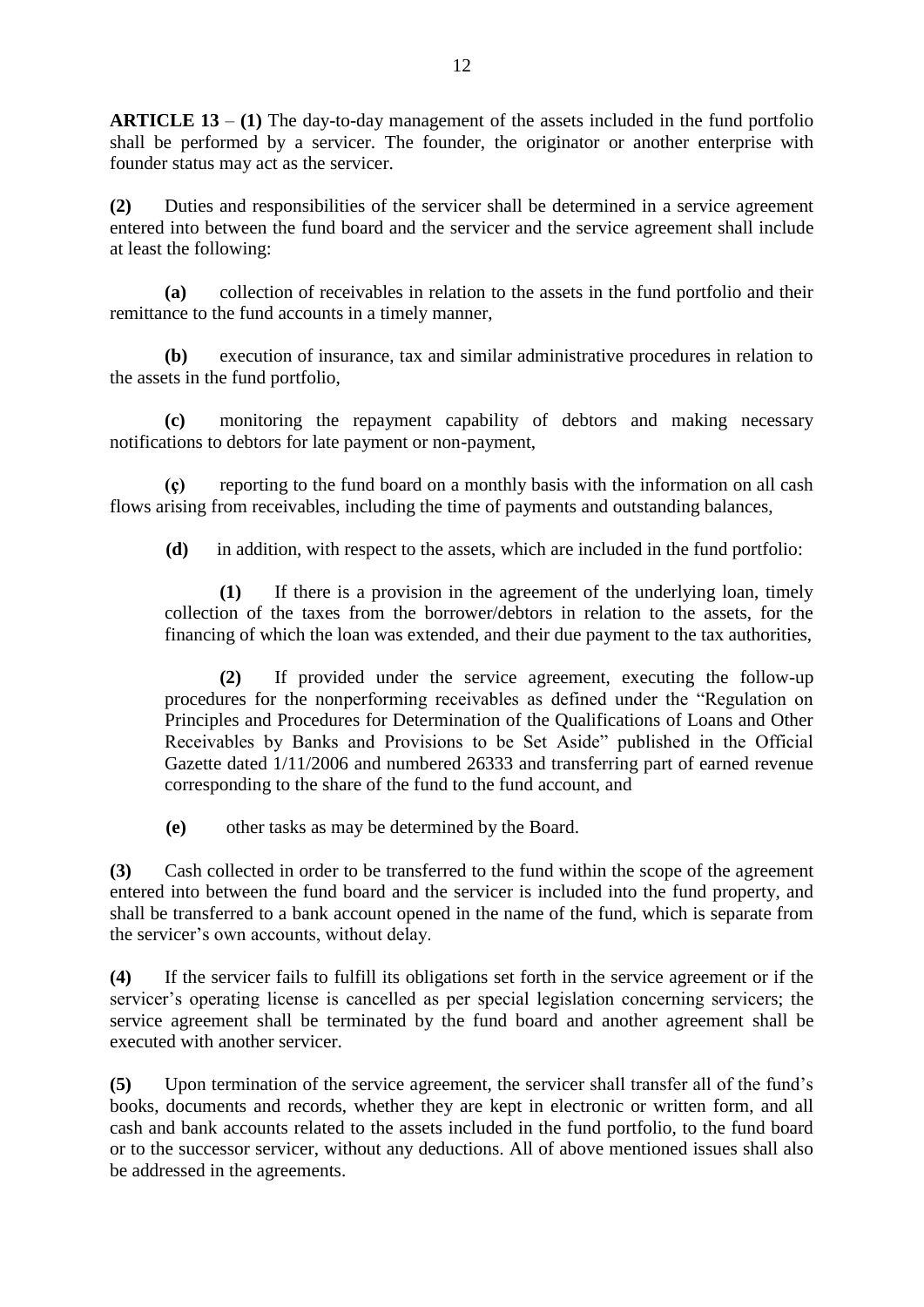**ARTICLE 13** – **(1)** The day-to-day management of the assets included in the fund portfolio shall be performed by a servicer. The founder, the originator or another enterprise with founder status may act as the servicer.

**(2)** Duties and responsibilities of the servicer shall be determined in a service agreement entered into between the fund board and the servicer and the service agreement shall include at least the following:

**(a)** collection of receivables in relation to the assets in the fund portfolio and their remittance to the fund accounts in a timely manner,

**(b)** execution of insurance, tax and similar administrative procedures in relation to the assets in the fund portfolio,

**(c)** monitoring the repayment capability of debtors and making necessary notifications to debtors for late payment or non-payment,

**(ç)** reporting to the fund board on a monthly basis with the information on all cash flows arising from receivables, including the time of payments and outstanding balances,

**(d)** in addition, with respect to the assets, which are included in the fund portfolio:

> **(1)** If there is a provision in the agreement of the underlying loan, timely collection of the taxes from the borrower/debtors in relation to the assets, for the financing of which the loan was extended, and their due payment to the tax authorities,
>
> **(2)** If provided under the service agreement, executing the follow-up procedures for the nonperforming receivables as defined under the "Regulation on Principles and Procedures for Determination of the Qualifications of Loans and Other Receivables by Banks and Provisions to be Set Aside" published in the Official Gazette dated 1/11/2006 and numbered 26333 and transferring part of earned revenue corresponding to the share of the fund to the fund account, and

**(e)** other tasks as may be determined by the Board.

**(3)** Cash collected in order to be transferred to the fund within the scope of the agreement entered into between the fund board and the servicer is included into the fund property, and shall be transferred to a bank account opened in the name of the fund, which is separate from the servicer's own accounts, without delay.

**(4)** If the servicer fails to fulfill its obligations set forth in the service agreement or if the servicer's operating license is cancelled as per special legislation concerning servicers; the service agreement shall be terminated by the fund board and another agreement shall be executed with another servicer.

**(5)** Upon termination of the service agreement, the servicer shall transfer all of the fund's books, documents and records, whether they are kept in electronic or written form, and all cash and bank accounts related to the assets included in the fund portfolio, to the fund board or to the successor servicer, without any deductions. All of above mentioned issues shall also be addressed in the agreements.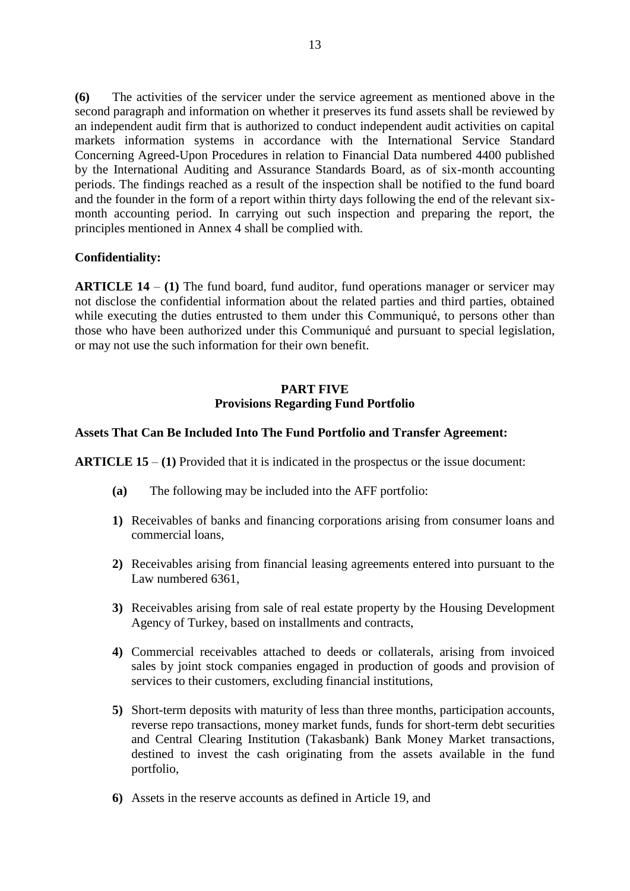**(6)** The activities of the servicer under the service agreement as mentioned above in the second paragraph and information on whether it preserves its fund assets shall be reviewed by an independent audit firm that is authorized to conduct independent audit activities on capital markets information systems in accordance with the International Service Standard Concerning Agreed-Upon Procedures in relation to Financial Data numbered 4400 published by the International Auditing and Assurance Standards Board, as of six-month accounting periods. The findings reached as a result of the inspection shall be notified to the fund board and the founder in the form of a report within thirty days following the end of the relevant six-month accounting period. In carrying out such inspection and preparing the report, the principles mentioned in Annex 4 shall be complied with.

**Confidentiality:**

**ARTICLE 14** – **(1)** The fund board, fund auditor, fund operations manager or servicer may not disclose the confidential information about the related parties and third parties, obtained while executing the duties entrusted to them under this Communiqué, to persons other than those who have been authorized under this Communiqué and pursuant to special legislation, or may not use the such information for their own benefit.

## PART FIVE
## Provisions Regarding Fund Portfolio

**Assets That Can Be Included Into The Fund Portfolio and Transfer Agreement:**

**ARTICLE 15** – **(1)** Provided that it is indicated in the prospectus or the issue document:

**(a)** The following may be included into the AFF portfolio:

**1)** Receivables of banks and financing corporations arising from consumer loans and commercial loans,

**2)** Receivables arising from financial leasing agreements entered into pursuant to the Law numbered 6361,

**3)** Receivables arising from sale of real estate property by the Housing Development Agency of Turkey, based on installments and contracts,

**4)** Commercial receivables attached to deeds or collaterals, arising from invoiced sales by joint stock companies engaged in production of goods and provision of services to their customers, excluding financial institutions,

**5)** Short-term deposits with maturity of less than three months, participation accounts, reverse repo transactions, money market funds, funds for short-term debt securities and Central Clearing Institution (Takasbank) Bank Money Market transactions, destined to invest the cash originating from the assets available in the fund portfolio,

**6)** Assets in the reserve accounts as defined in Article 19, and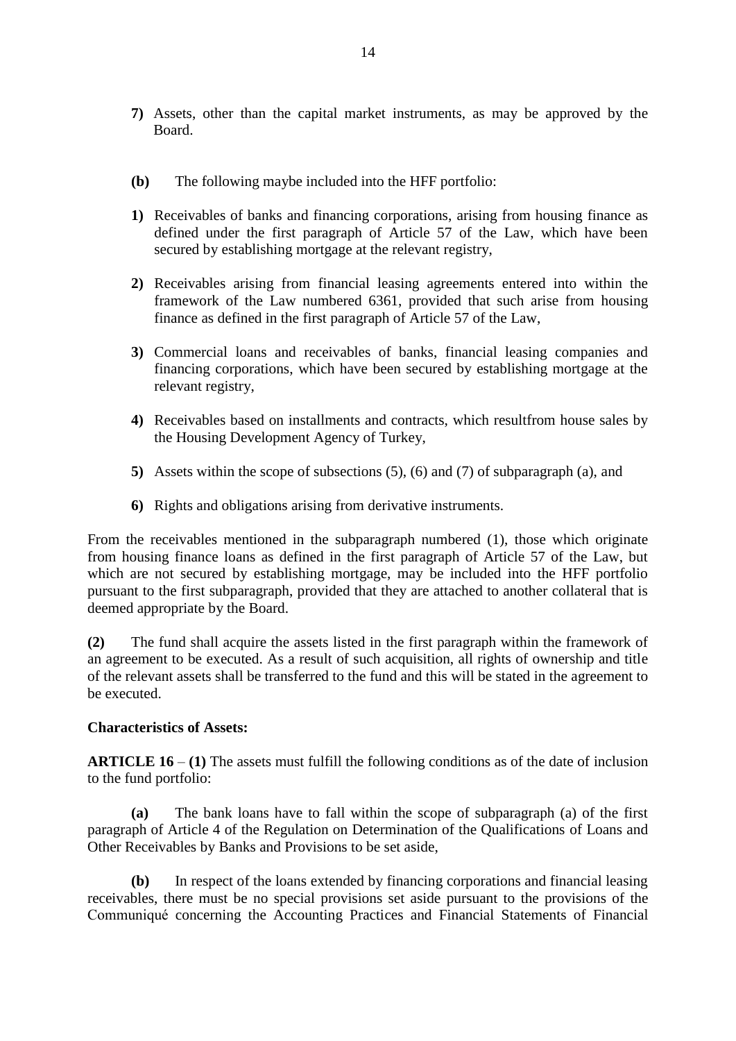**7)** Assets, other than the capital market instruments, as may be approved by the Board.

**(b)** The following maybe included into the HFF portfolio:

**1)** Receivables of banks and financing corporations, arising from housing finance as defined under the first paragraph of Article 57 of the Law, which have been secured by establishing mortgage at the relevant registry,

**2)** Receivables arising from financial leasing agreements entered into within the framework of the Law numbered 6361, provided that such arise from housing finance as defined in the first paragraph of Article 57 of the Law,

**3)** Commercial loans and receivables of banks, financial leasing companies and financing corporations, which have been secured by establishing mortgage at the relevant registry,

**4)** Receivables based on installments and contracts, which resultfrom house sales by the Housing Development Agency of Turkey,

**5)** Assets within the scope of subsections (5), (6) and (7) of subparagraph (a), and

**6)** Rights and obligations arising from derivative instruments.

From the receivables mentioned in the subparagraph numbered (1), those which originate from housing finance loans as defined in the first paragraph of Article 57 of the Law, but which are not secured by establishing mortgage, may be included into the HFF portfolio pursuant to the first subparagraph, provided that they are attached to another collateral that is deemed appropriate by the Board.

**(2)** The fund shall acquire the assets listed in the first paragraph within the framework of an agreement to be executed. As a result of such acquisition, all rights of ownership and title of the relevant assets shall be transferred to the fund and this will be stated in the agreement to be executed.

**Characteristics of Assets:**

**ARTICLE 16** – **(1)** The assets must fulfill the following conditions as of the date of inclusion to the fund portfolio:

**(a)** The bank loans have to fall within the scope of subparagraph (a) of the first paragraph of Article 4 of the Regulation on Determination of the Qualifications of Loans and Other Receivables by Banks and Provisions to be set aside,

**(b)** In respect of the loans extended by financing corporations and financial leasing receivables, there must be no special provisions set aside pursuant to the provisions of the Communiqué concerning the Accounting Practices and Financial Statements of Financial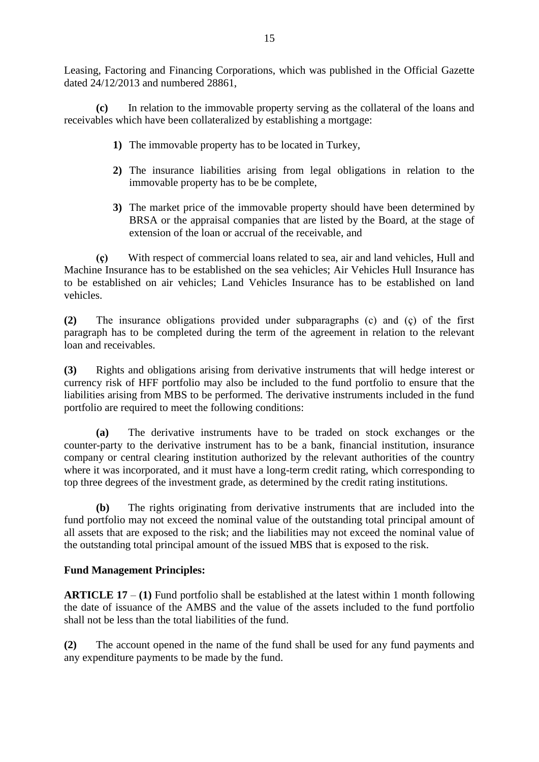Leasing, Factoring and Financing Corporations, which was published in the Official Gazette dated 24/12/2013 and numbered 28861,

**(c)** In relation to the immovable property serving as the collateral of the loans and receivables which have been collateralized by establishing a mortgage:

**1)** The immovable property has to be located in Turkey,

**2)** The insurance liabilities arising from legal obligations in relation to the immovable property has to be be complete,

**3)** The market price of the immovable property should have been determined by BRSA or the appraisal companies that are listed by the Board, at the stage of extension of the loan or accrual of the receivable, and

**(ç)** With respect of commercial loans related to sea, air and land vehicles, Hull and Machine Insurance has to be established on the sea vehicles; Air Vehicles Hull Insurance has to be established on air vehicles; Land Vehicles Insurance has to be established on land vehicles.

**(2)** The insurance obligations provided under subparagraphs (c) and (ç) of the first paragraph has to be completed during the term of the agreement in relation to the relevant loan and receivables.

**(3)** Rights and obligations arising from derivative instruments that will hedge interest or currency risk of HFF portfolio may also be included to the fund portfolio to ensure that the liabilities arising from MBS to be performed. The derivative instruments included in the fund portfolio are required to meet the following conditions:

**(a)** The derivative instruments have to be traded on stock exchanges or the counter-party to the derivative instrument has to be a bank, financial institution, insurance company or central clearing institution authorized by the relevant authorities of the country where it was incorporated, and it must have a long-term credit rating, which corresponding to top three degrees of the investment grade, as determined by the credit rating institutions.

**(b)** The rights originating from derivative instruments that are included into the fund portfolio may not exceed the nominal value of the outstanding total principal amount of all assets that are exposed to the risk; and the liabilities may not exceed the nominal value of the outstanding total principal amount of the issued MBS that is exposed to the risk.

**Fund Management Principles:**

**ARTICLE 17** – **(1)** Fund portfolio shall be established at the latest within 1 month following the date of issuance of the AMBS and the value of the assets included to the fund portfolio shall not be less than the total liabilities of the fund.

**(2)** The account opened in the name of the fund shall be used for any fund payments and any expenditure payments to be made by the fund.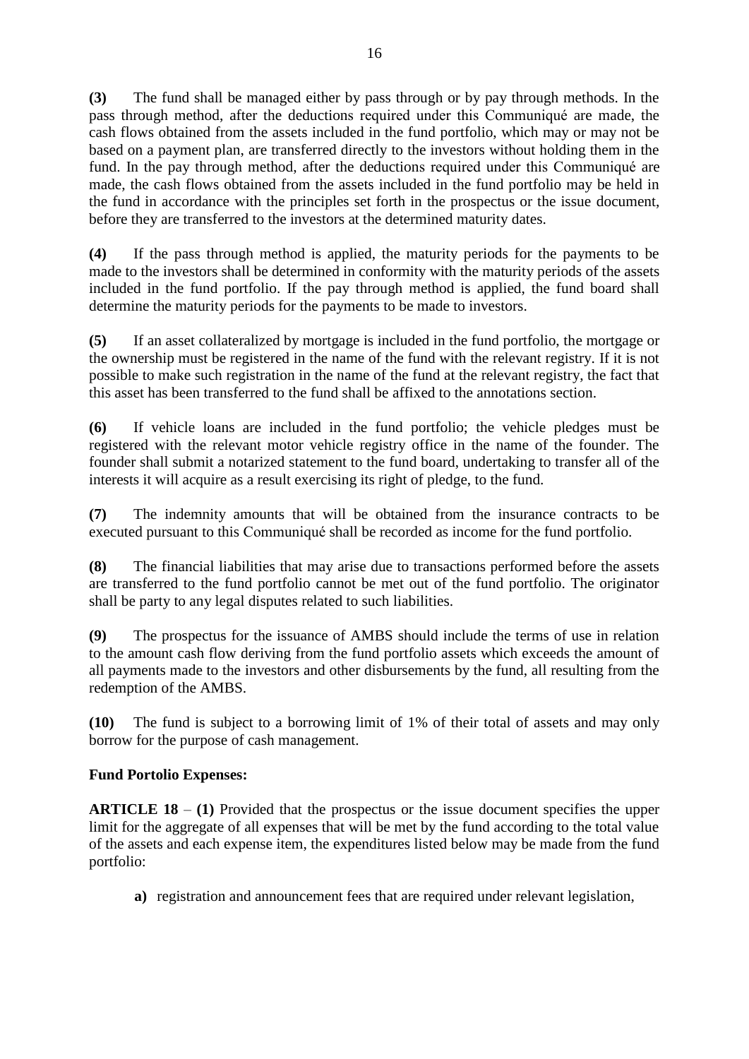**(3)** The fund shall be managed either by pass through or by pay through methods. In the pass through method, after the deductions required under this Communiqué are made, the cash flows obtained from the assets included in the fund portfolio, which may or may not be based on a payment plan, are transferred directly to the investors without holding them in the fund. In the pay through method, after the deductions required under this Communiqué are made, the cash flows obtained from the assets included in the fund portfolio may be held in the fund in accordance with the principles set forth in the prospectus or the issue document, before they are transferred to the investors at the determined maturity dates.

**(4)** If the pass through method is applied, the maturity periods for the payments to be made to the investors shall be determined in conformity with the maturity periods of the assets included in the fund portfolio. If the pay through method is applied, the fund board shall determine the maturity periods for the payments to be made to investors.

**(5)** If an asset collateralized by mortgage is included in the fund portfolio, the mortgage or the ownership must be registered in the name of the fund with the relevant registry. If it is not possible to make such registration in the name of the fund at the relevant registry, the fact that this asset has been transferred to the fund shall be affixed to the annotations section.

**(6)** If vehicle loans are included in the fund portfolio; the vehicle pledges must be registered with the relevant motor vehicle registry office in the name of the founder. The founder shall submit a notarized statement to the fund board, undertaking to transfer all of the interests it will acquire as a result exercising its right of pledge, to the fund.

**(7)** The indemnity amounts that will be obtained from the insurance contracts to be executed pursuant to this Communiqué shall be recorded as income for the fund portfolio.

**(8)** The financial liabilities that may arise due to transactions performed before the assets are transferred to the fund portfolio cannot be met out of the fund portfolio. The originator shall be party to any legal disputes related to such liabilities.

**(9)** The prospectus for the issuance of AMBS should include the terms of use in relation to the amount cash flow deriving from the fund portfolio assets which exceeds the amount of all payments made to the investors and other disbursements by the fund, all resulting from the redemption of the AMBS.

**(10)** The fund is subject to a borrowing limit of 1% of their total of assets and may only borrow for the purpose of cash management.

**Fund Portolio Expenses:**

**ARTICLE 18** – **(1)** Provided that the prospectus or the issue document specifies the upper limit for the aggregate of all expenses that will be met by the fund according to the total value of the assets and each expense item, the expenditures listed below may be made from the fund portfolio:

- **a)** registration and announcement fees that are required under relevant legislation,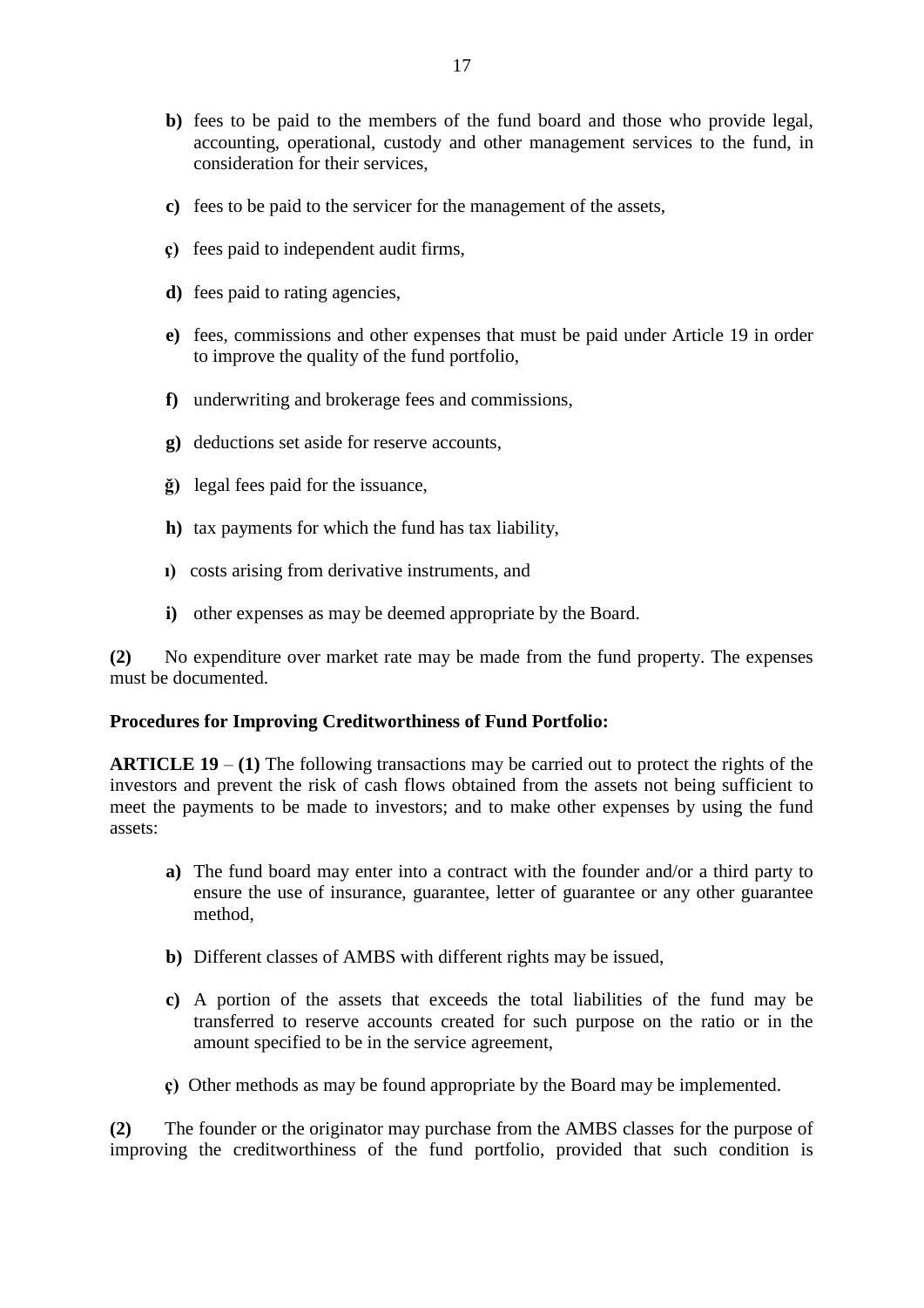**b)** fees to be paid to the members of the fund board and those who provide legal, accounting, operational, custody and other management services to the fund, in consideration for their services,

**c)** fees to be paid to the servicer for the management of the assets,

**ç)** fees paid to independent audit firms,

**d)** fees paid to rating agencies,

**e)** fees, commissions and other expenses that must be paid under Article 19 in order to improve the quality of the fund portfolio,

**f)** underwriting and brokerage fees and commissions,

**g)** deductions set aside for reserve accounts,

**ğ)** legal fees paid for the issuance,

**h)** tax payments for which the fund has tax liability,

**ı)** costs arising from derivative instruments, and

**i)** other expenses as may be deemed appropriate by the Board.

**(2)** No expenditure over market rate may be made from the fund property. The expenses must be documented.

**Procedures for Improving Creditworthiness of Fund Portfolio:**

**ARTICLE 19** – **(1)** The following transactions may be carried out to protect the rights of the investors and prevent the risk of cash flows obtained from the assets not being sufficient to meet the payments to be made to investors; and to make other expenses by using the fund assets:

**a)** The fund board may enter into a contract with the founder and/or a third party to ensure the use of insurance, guarantee, letter of guarantee or any other guarantee method,

**b)** Different classes of AMBS with different rights may be issued,

**c)** A portion of the assets that exceeds the total liabilities of the fund may be transferred to reserve accounts created for such purpose on the ratio or in the amount specified to be in the service agreement,

**ç)** Other methods as may be found appropriate by the Board may be implemented.

**(2)** The founder or the originator may purchase from the AMBS classes for the purpose of improving the creditworthiness of the fund portfolio, provided that such condition is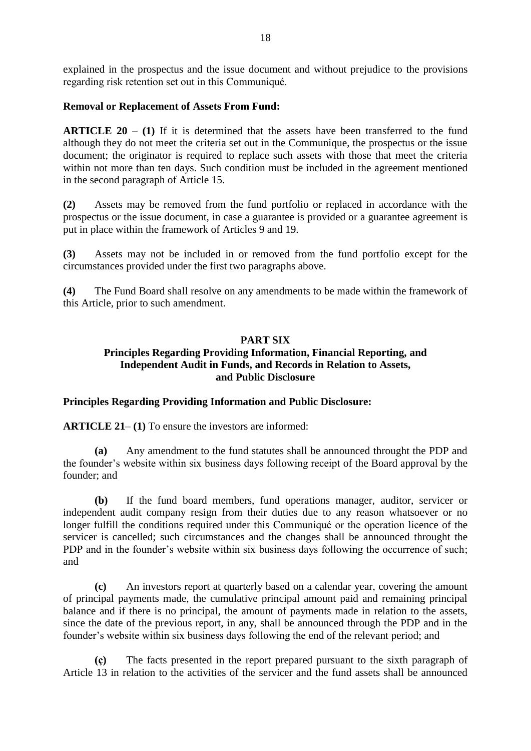explained in the prospectus and the issue document and without prejudice to the provisions regarding risk retention set out in this Communiqué.

**Removal or Replacement of Assets From Fund:**

**ARTICLE 20** – **(1)** If it is determined that the assets have been transferred to the fund although they do not meet the criteria set out in the Communique, the prospectus or the issue document; the originator is required to replace such assets with those that meet the criteria within not more than ten days. Such condition must be included in the agreement mentioned in the second paragraph of Article 15.

**(2)** Assets may be removed from the fund portfolio or replaced in accordance with the prospectus or the issue document, in case a guarantee is provided or a guarantee agreement is put in place within the framework of Articles 9 and 19.

**(3)** Assets may not be included in or removed from the fund portfolio except for the circumstances provided under the first two paragraphs above.

**(4)** The Fund Board shall resolve on any amendments to be made within the framework of this Article, prior to such amendment.

## PART SIX
## Principles Regarding Providing Information, Financial Reporting, and Independent Audit in Funds, and Records in Relation to Assets, and Public Disclosure

**Principles Regarding Providing Information and Public Disclosure:**

**ARTICLE 21**– **(1)** To ensure the investors are informed:

**(a)** Any amendment to the fund statutes shall be announced throught the PDP and the founder's website within six business days following receipt of the Board approval by the founder; and

**(b)** If the fund board members, fund operations manager, auditor, servicer or independent audit company resign from their duties due to any reason whatsoever or no longer fulfill the conditions required under this Communiqué or the operation licence of the servicer is cancelled; such circumstances and the changes shall be announced throught the PDP and in the founder's website within six business days following the occurrence of such; and

**(c)** An investors report at quarterly based on a calendar year, covering the amount of principal payments made, the cumulative principal amount paid and remaining principal balance and if there is no principal, the amount of payments made in relation to the assets, since the date of the previous report, in any, shall be announced through the PDP and in the founder's website within six business days following the end of the relevant period; and

**(ç)** The facts presented in the report prepared pursuant to the sixth paragraph of Article 13 in relation to the activities of the servicer and the fund assets shall be announced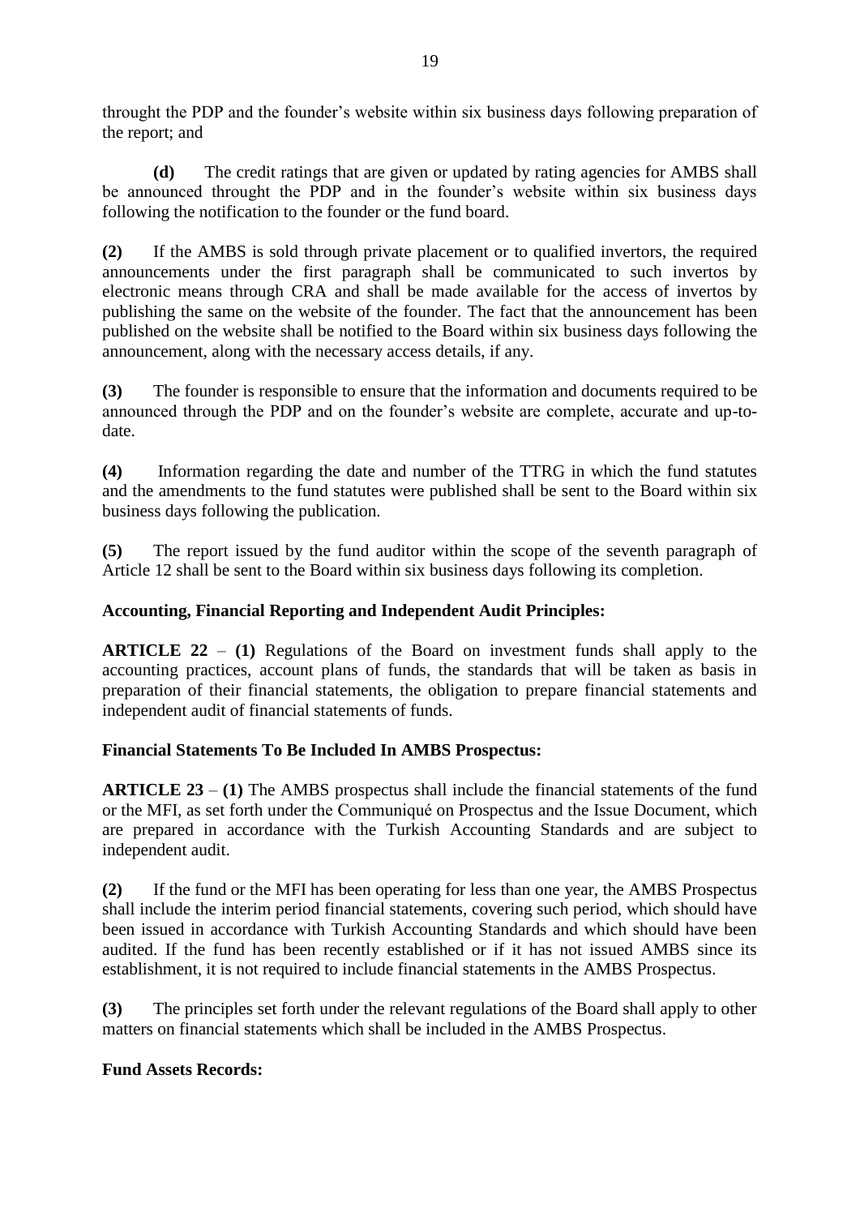throught the PDP and the founder's website within six business days following preparation of the report; and

**(d)** The credit ratings that are given or updated by rating agencies for AMBS shall be announced throught the PDP and in the founder's website within six business days following the notification to the founder or the fund board.

**(2)** If the AMBS is sold through private placement or to qualified invertors, the required announcements under the first paragraph shall be communicated to such invertos by electronic means through CRA and shall be made available for the access of invertos by publishing the same on the website of the founder. The fact that the announcement has been published on the website shall be notified to the Board within six business days following the announcement, along with the necessary access details, if any.

**(3)** The founder is responsible to ensure that the information and documents required to be announced through the PDP and on the founder's website are complete, accurate and up-to-date.

**(4)** Information regarding the date and number of the TTRG in which the fund statutes and the amendments to the fund statutes were published shall be sent to the Board within six business days following the publication.

**(5)** The report issued by the fund auditor within the scope of the seventh paragraph of Article 12 shall be sent to the Board within six business days following its completion.

**Accounting, Financial Reporting and Independent Audit Principles:**

**ARTICLE 22** – **(1)** Regulations of the Board on investment funds shall apply to the accounting practices, account plans of funds, the standards that will be taken as basis in preparation of their financial statements, the obligation to prepare financial statements and independent audit of financial statements of funds.

**Financial Statements To Be Included In AMBS Prospectus:**

**ARTICLE 23** – **(1)** The AMBS prospectus shall include the financial statements of the fund or the MFI, as set forth under the Communiqué on Prospectus and the Issue Document, which are prepared in accordance with the Turkish Accounting Standards and are subject to independent audit.

**(2)** If the fund or the MFI has been operating for less than one year, the AMBS Prospectus shall include the interim period financial statements, covering such period, which should have been issued in accordance with Turkish Accounting Standards and which should have been audited. If the fund has been recently established or if it has not issued AMBS since its establishment, it is not required to include financial statements in the AMBS Prospectus.

**(3)** The principles set forth under the relevant regulations of the Board shall apply to other matters on financial statements which shall be included in the AMBS Prospectus.

**Fund Assets Records:**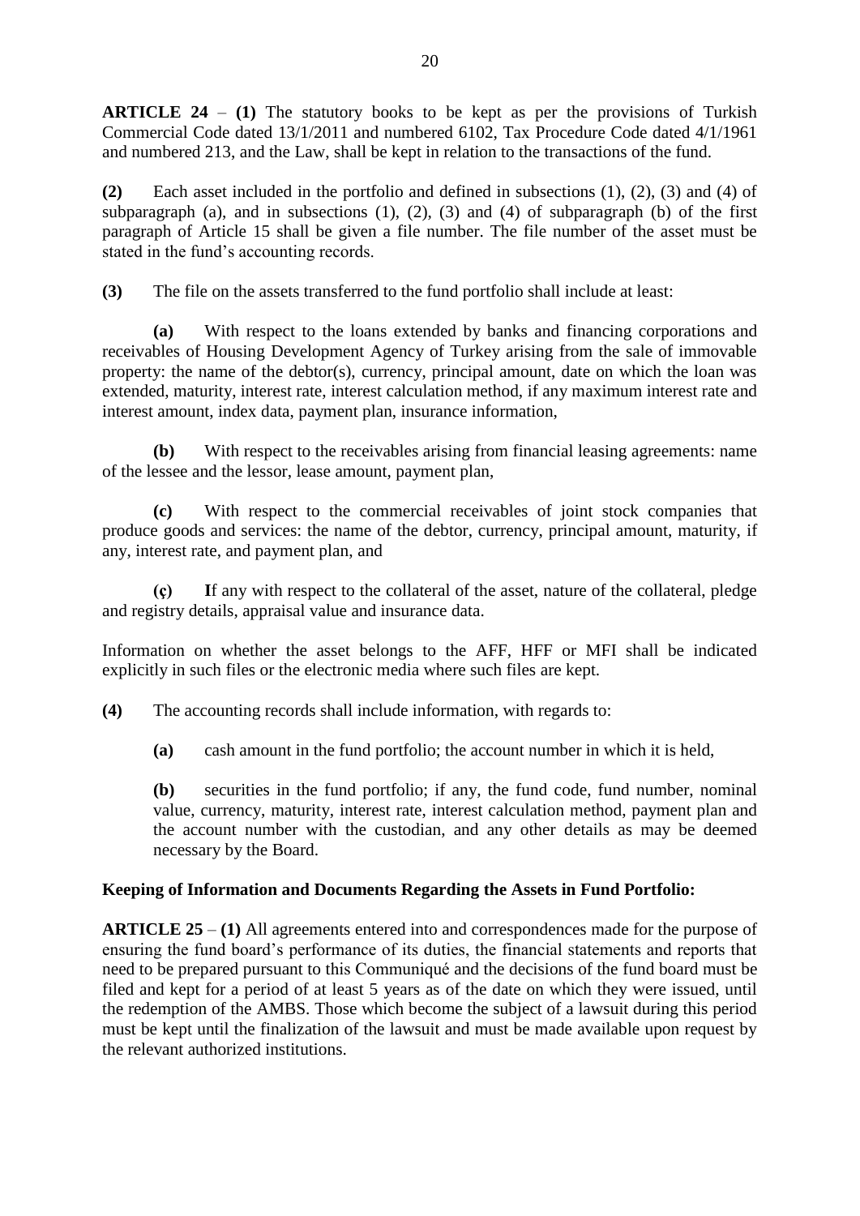**ARTICLE 24** – **(1)** The statutory books to be kept as per the provisions of Turkish Commercial Code dated 13/1/2011 and numbered 6102, Tax Procedure Code dated 4/1/1961 and numbered 213, and the Law, shall be kept in relation to the transactions of the fund.

**(2)** Each asset included in the portfolio and defined in subsections (1), (2), (3) and (4) of subparagraph (a), and in subsections (1), (2), (3) and (4) of subparagraph (b) of the first paragraph of Article 15 shall be given a file number. The file number of the asset must be stated in the fund's accounting records.

**(3)** The file on the assets transferred to the fund portfolio shall include at least:

**(a)** With respect to the loans extended by banks and financing corporations and receivables of Housing Development Agency of Turkey arising from the sale of immovable property: the name of the debtor(s), currency, principal amount, date on which the loan was extended, maturity, interest rate, interest calculation method, if any maximum interest rate and interest amount, index data, payment plan, insurance information,

**(b)** With respect to the receivables arising from financial leasing agreements: name of the lessee and the lessor, lease amount, payment plan,

**(c)** With respect to the commercial receivables of joint stock companies that produce goods and services: the name of the debtor, currency, principal amount, maturity, if any, interest rate, and payment plan, and

**(ç)** **I**f any with respect to the collateral of the asset, nature of the collateral, pledge and registry details, appraisal value and insurance data.

Information on whether the asset belongs to the AFF, HFF or MFI shall be indicated explicitly in such files or the electronic media where such files are kept.

**(4)** The accounting records shall include information, with regards to:

**(a)** cash amount in the fund portfolio; the account number in which it is held,

**(b)** securities in the fund portfolio; if any, the fund code, fund number, nominal value, currency, maturity, interest rate, interest calculation method, payment plan and the account number with the custodian, and any other details as may be deemed necessary by the Board.

**Keeping of Information and Documents Regarding the Assets in Fund Portfolio:**

**ARTICLE 25** – **(1)** All agreements entered into and correspondences made for the purpose of ensuring the fund board's performance of its duties, the financial statements and reports that need to be prepared pursuant to this Communiqué and the decisions of the fund board must be filed and kept for a period of at least 5 years as of the date on which they were issued, until the redemption of the AMBS. Those which become the subject of a lawsuit during this period must be kept until the finalization of the lawsuit and must be made available upon request by the relevant authorized institutions.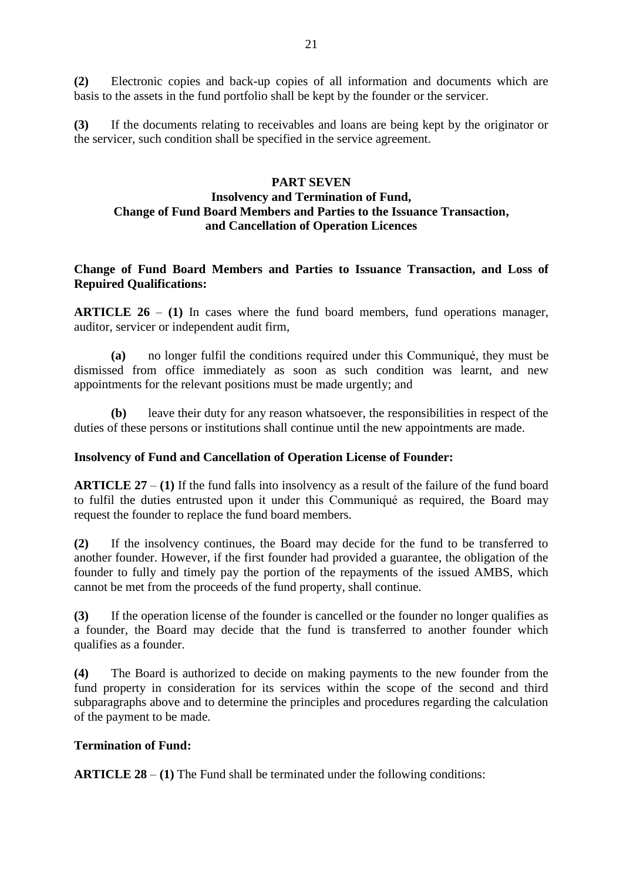**(2)** Electronic copies and back-up copies of all information and documents which are basis to the assets in the fund portfolio shall be kept by the founder or the servicer.

**(3)** If the documents relating to receivables and loans are being kept by the originator or the servicer, such condition shall be specified in the service agreement.

## PART SEVEN
## Insolvency and Termination of Fund, Change of Fund Board Members and Parties to the Issuance Transaction, and Cancellation of Operation Licences

**Change of Fund Board Members and Parties to Issuance Transaction, and Loss of Repuired Qualifications:**

**ARTICLE 26** – **(1)** In cases where the fund board members, fund operations manager, auditor, servicer or independent audit firm,

**(a)** no longer fulfil the conditions required under this Communiqué, they must be dismissed from office immediately as soon as such condition was learnt, and new appointments for the relevant positions must be made urgently; and

**(b)** leave their duty for any reason whatsoever, the responsibilities in respect of the duties of these persons or institutions shall continue until the new appointments are made.

**Insolvency of Fund and Cancellation of Operation License of Founder:**

**ARTICLE 27** – **(1)** If the fund falls into insolvency as a result of the failure of the fund board to fulfil the duties entrusted upon it under this Communiqué as required, the Board may request the founder to replace the fund board members.

**(2)** If the insolvency continues, the Board may decide for the fund to be transferred to another founder. However, if the first founder had provided a guarantee, the obligation of the founder to fully and timely pay the portion of the repayments of the issued AMBS, which cannot be met from the proceeds of the fund property, shall continue.

**(3)** If the operation license of the founder is cancelled or the founder no longer qualifies as a founder, the Board may decide that the fund is transferred to another founder which qualifies as a founder.

**(4)** The Board is authorized to decide on making payments to the new founder from the fund property in consideration for its services within the scope of the second and third subparagraphs above and to determine the principles and procedures regarding the calculation of the payment to be made.

**Termination of Fund:**

**ARTICLE 28** – **(1)** The Fund shall be terminated under the following conditions: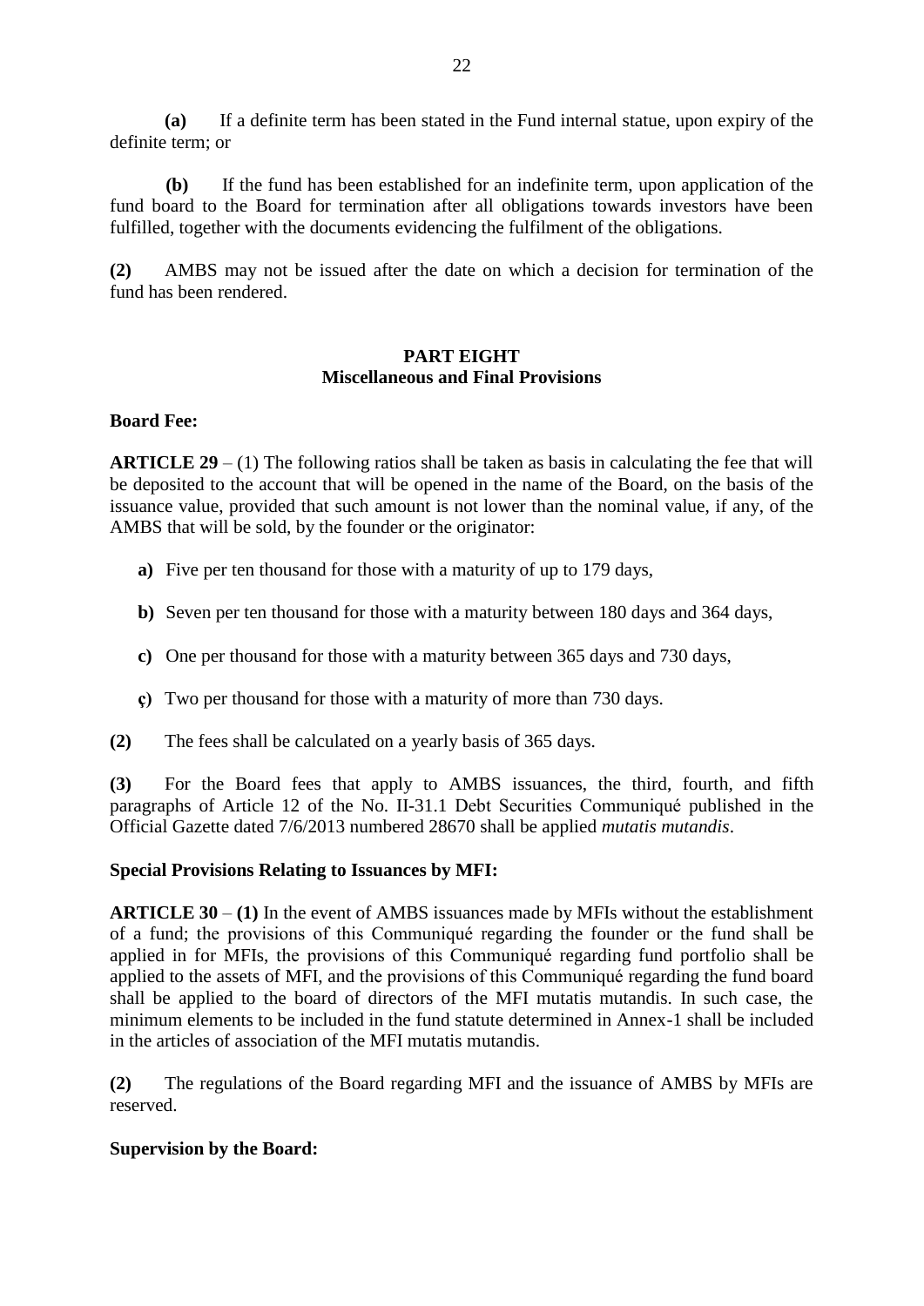**(a)** If a definite term has been stated in the Fund internal statue, upon expiry of the definite term; or

**(b)** If the fund has been established for an indefinite term, upon application of the fund board to the Board for termination after all obligations towards investors have been fulfilled, together with the documents evidencing the fulfilment of the obligations.

**(2)** AMBS may not be issued after the date on which a decision for termination of the fund has been rendered.

## PART EIGHT
## Miscellaneous and Final Provisions

**Board Fee:**

**ARTICLE 29** – (1) The following ratios shall be taken as basis in calculating the fee that will be deposited to the account that will be opened in the name of the Board, on the basis of the issuance value, provided that such amount is not lower than the nominal value, if any, of the AMBS that will be sold, by the founder or the originator:

**a)** Five per ten thousand for those with a maturity of up to 179 days,

**b)** Seven per ten thousand for those with a maturity between 180 days and 364 days,

**c)** One per thousand for those with a maturity between 365 days and 730 days,

**ç)** Two per thousand for those with a maturity of more than 730 days.

**(2)** The fees shall be calculated on a yearly basis of 365 days.

**(3)** For the Board fees that apply to AMBS issuances, the third, fourth, and fifth paragraphs of Article 12 of the No. II-31.1 Debt Securities Communiqué published in the Official Gazette dated 7/6/2013 numbered 28670 shall be applied *mutatis mutandis*.

**Special Provisions Relating to Issuances by MFI:**

**ARTICLE 30** – **(1)** In the event of AMBS issuances made by MFIs without the establishment of a fund; the provisions of this Communiqué regarding the founder or the fund shall be applied in for MFIs, the provisions of this Communiqué regarding fund portfolio shall be applied to the assets of MFI, and the provisions of this Communiqué regarding the fund board shall be applied to the board of directors of the MFI mutatis mutandis. In such case, the minimum elements to be included in the fund statute determined in Annex-1 shall be included in the articles of association of the MFI mutatis mutandis.

**(2)** The regulations of the Board regarding MFI and the issuance of AMBS by MFIs are reserved.

**Supervision by the Board:**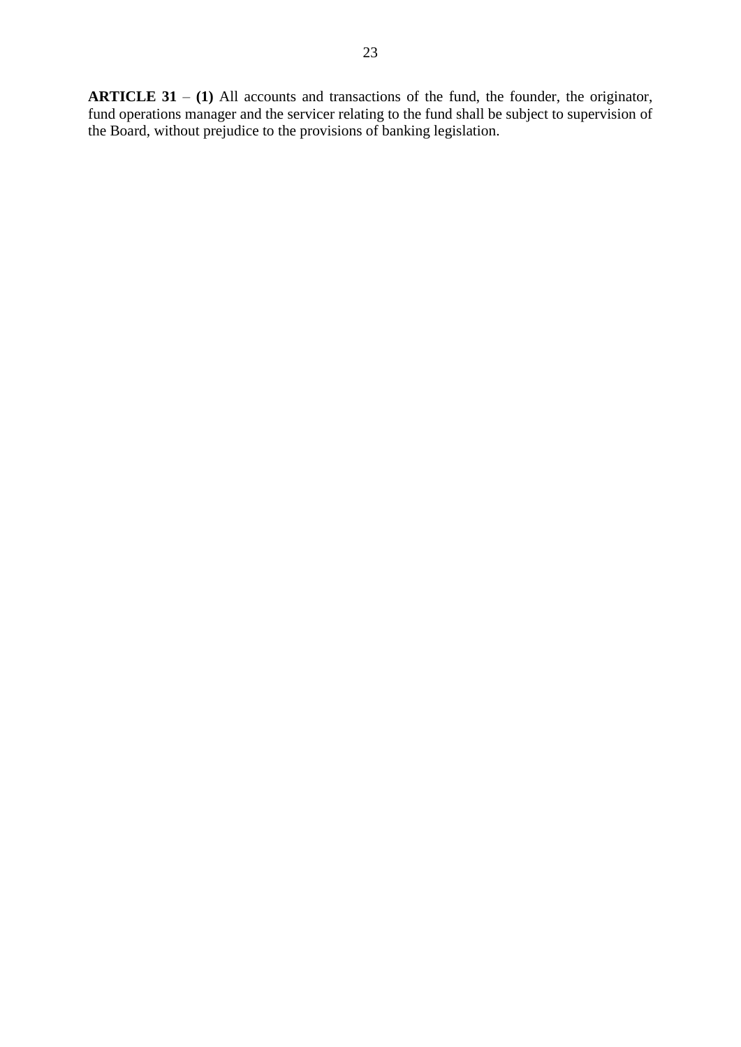**ARTICLE 31** – **(1)** All accounts and transactions of the fund, the founder, the originator, fund operations manager and the servicer relating to the fund shall be subject to supervision of the Board, without prejudice to the provisions of banking legislation.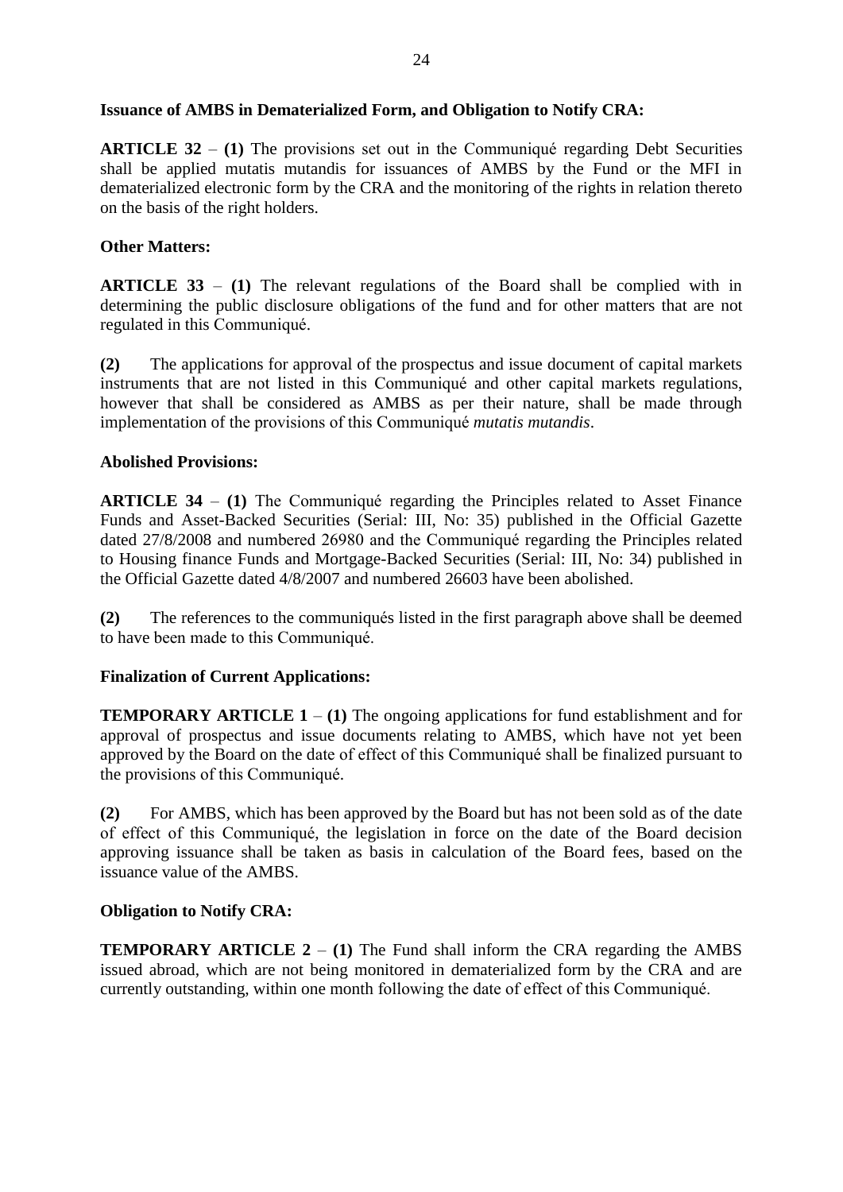**Issuance of AMBS in Dematerialized Form, and Obligation to Notify CRA:**

**ARTICLE 32** – **(1)** The provisions set out in the Communiqué regarding Debt Securities shall be applied mutatis mutandis for issuances of AMBS by the Fund or the MFI in dematerialized electronic form by the CRA and the monitoring of the rights in relation thereto on the basis of the right holders.

**Other Matters:**

**ARTICLE 33** – **(1)** The relevant regulations of the Board shall be complied with in determining the public disclosure obligations of the fund and for other matters that are not regulated in this Communiqué.

**(2)** The applications for approval of the prospectus and issue document of capital markets instruments that are not listed in this Communiqué and other capital markets regulations, however that shall be considered as AMBS as per their nature, shall be made through implementation of the provisions of this Communiqué *mutatis mutandis*.

**Abolished Provisions:**

**ARTICLE 34** – **(1)** The Communiqué regarding the Principles related to Asset Finance Funds and Asset-Backed Securities (Serial: III, No: 35) published in the Official Gazette dated 27/8/2008 and numbered 26980 and the Communiqué regarding the Principles related to Housing finance Funds and Mortgage-Backed Securities (Serial: III, No: 34) published in the Official Gazette dated 4/8/2007 and numbered 26603 have been abolished.

**(2)** The references to the communiqués listed in the first paragraph above shall be deemed to have been made to this Communiqué.

**Finalization of Current Applications:**

**TEMPORARY ARTICLE 1** – **(1)** The ongoing applications for fund establishment and for approval of prospectus and issue documents relating to AMBS, which have not yet been approved by the Board on the date of effect of this Communiqué shall be finalized pursuant to the provisions of this Communiqué.

**(2)** For AMBS, which has been approved by the Board but has not been sold as of the date of effect of this Communiqué, the legislation in force on the date of the Board decision approving issuance shall be taken as basis in calculation of the Board fees, based on the issuance value of the AMBS.

**Obligation to Notify CRA:**

**TEMPORARY ARTICLE 2** – **(1)** The Fund shall inform the CRA regarding the AMBS issued abroad, which are not being monitored in dematerialized form by the CRA and are currently outstanding, within one month following the date of effect of this Communiqué.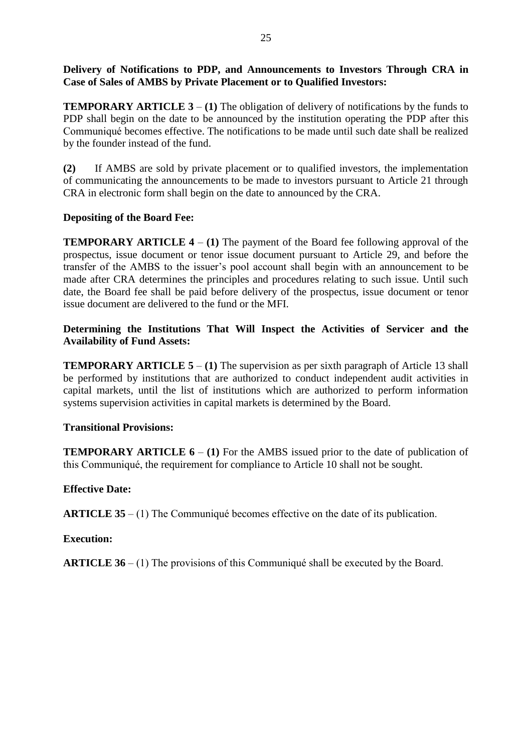**Delivery of Notifications to PDP, and Announcements to Investors Through CRA in Case of Sales of AMBS by Private Placement or to Qualified Investors:**

**TEMPORARY ARTICLE 3** – **(1)** The obligation of delivery of notifications by the funds to PDP shall begin on the date to be announced by the institution operating the PDP after this Communiqué becomes effective. The notifications to be made until such date shall be realized by the founder instead of the fund.

**(2)** If AMBS are sold by private placement or to qualified investors, the implementation of communicating the announcements to be made to investors pursuant to Article 21 through CRA in electronic form shall begin on the date to announced by the CRA.

**Depositing of the Board Fee:**

**TEMPORARY ARTICLE 4** – **(1)** The payment of the Board fee following approval of the prospectus, issue document or tenor issue document pursuant to Article 29, and before the transfer of the AMBS to the issuer's pool account shall begin with an announcement to be made after CRA determines the principles and procedures relating to such issue. Until such date, the Board fee shall be paid before delivery of the prospectus, issue document or tenor issue document are delivered to the fund or the MFI.

**Determining the Institutions That Will Inspect the Activities of Servicer and the Availability of Fund Assets:**

**TEMPORARY ARTICLE 5** – **(1)** The supervision as per sixth paragraph of Article 13 shall be performed by institutions that are authorized to conduct independent audit activities in capital markets, until the list of institutions which are authorized to perform information systems supervision activities in capital markets is determined by the Board.

**Transitional Provisions:**

**TEMPORARY ARTICLE 6** – **(1)** For the AMBS issued prior to the date of publication of this Communiqué, the requirement for compliance to Article 10 shall not be sought.

**Effective Date:**

**ARTICLE 35** – (1) The Communiqué becomes effective on the date of its publication.

**Execution:**

**ARTICLE 36** – (1) The provisions of this Communiqué shall be executed by the Board.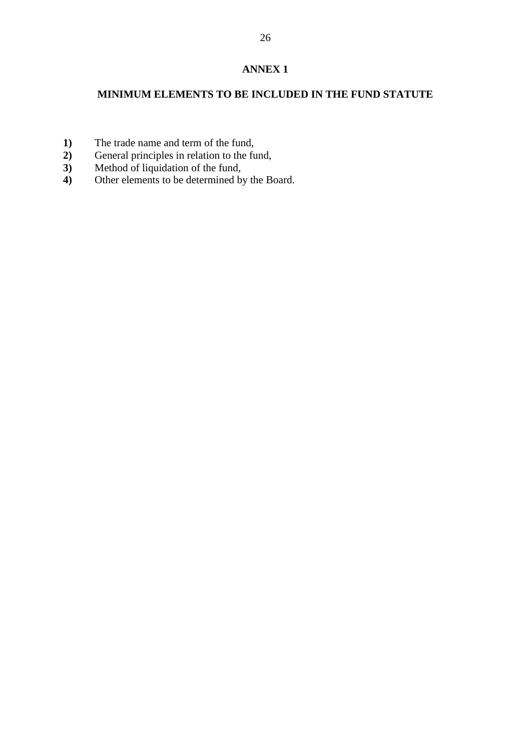## ANNEX 1

## MINIMUM ELEMENTS TO BE INCLUDED IN THE FUND STATUTE

**1)** The trade name and term of the fund,
**2)** General principles in relation to the fund,
**3)** Method of liquidation of the fund,
**4)** Other elements to be determined by the Board.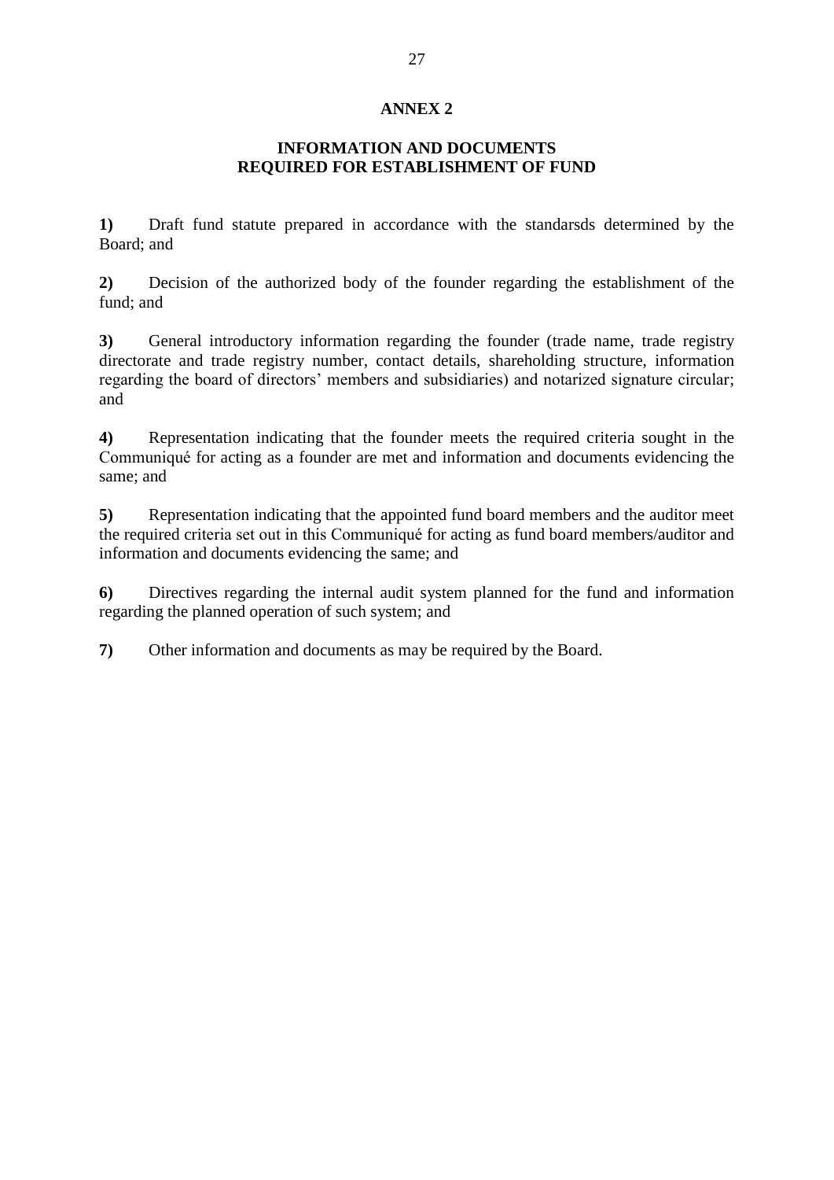# ANNEX 2

## INFORMATION AND DOCUMENTS REQUIRED FOR ESTABLISHMENT OF FUND

**1)** Draft fund statute prepared in accordance with the standarsds determined by the Board; and

**2)** Decision of the authorized body of the founder regarding the establishment of the fund; and

**3)** General introductory information regarding the founder (trade name, trade registry directorate and trade registry number, contact details, shareholding structure, information regarding the board of directors' members and subsidiaries) and notarized signature circular; and

**4)** Representation indicating that the founder meets the required criteria sought in the Communiqué for acting as a founder are met and information and documents evidencing the same; and

**5)** Representation indicating that the appointed fund board members and the auditor meet the required criteria set out in this Communiqué for acting as fund board members/auditor and information and documents evidencing the same; and

**6)** Directives regarding the internal audit system planned for the fund and information regarding the planned operation of such system; and

**7)** Other information and documents as may be required by the Board.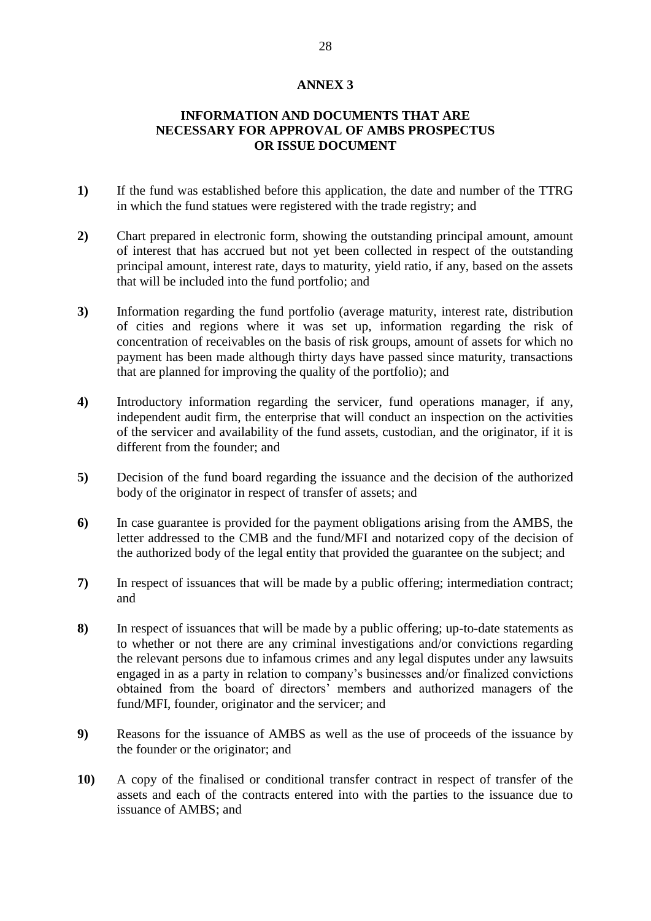## ANNEX 3

### INFORMATION AND DOCUMENTS THAT ARE NECESSARY FOR APPROVAL OF AMBS PROSPECTUS OR ISSUE DOCUMENT

**1)** If the fund was established before this application, the date and number of the TTRG in which the fund statues were registered with the trade registry; and

**2)** Chart prepared in electronic form, showing the outstanding principal amount, amount of interest that has accrued but not yet been collected in respect of the outstanding principal amount, interest rate, days to maturity, yield ratio, if any, based on the assets that will be included into the fund portfolio; and

**3)** Information regarding the fund portfolio (average maturity, interest rate, distribution of cities and regions where it was set up, information regarding the risk of concentration of receivables on the basis of risk groups, amount of assets for which no payment has been made although thirty days have passed since maturity, transactions that are planned for improving the quality of the portfolio); and

**4)** Introductory information regarding the servicer, fund operations manager, if any, independent audit firm, the enterprise that will conduct an inspection on the activities of the servicer and availability of the fund assets, custodian, and the originator, if it is different from the founder; and

**5)** Decision of the fund board regarding the issuance and the decision of the authorized body of the originator in respect of transfer of assets; and

**6)** In case guarantee is provided for the payment obligations arising from the AMBS, the letter addressed to the CMB and the fund/MFI and notarized copy of the decision of the authorized body of the legal entity that provided the guarantee on the subject; and

**7)** In respect of issuances that will be made by a public offering; intermediation contract; and

**8)** In respect of issuances that will be made by a public offering; up-to-date statements as to whether or not there are any criminal investigations and/or convictions regarding the relevant persons due to infamous crimes and any legal disputes under any lawsuits engaged in as a party in relation to company's businesses and/or finalized convictions obtained from the board of directors' members and authorized managers of the fund/MFI, founder, originator and the servicer; and

**9)** Reasons for the issuance of AMBS as well as the use of proceeds of the issuance by the founder or the originator; and

**10)** A copy of the finalised or conditional transfer contract in respect of transfer of the assets and each of the contracts entered into with the parties to the issuance due to issuance of AMBS; and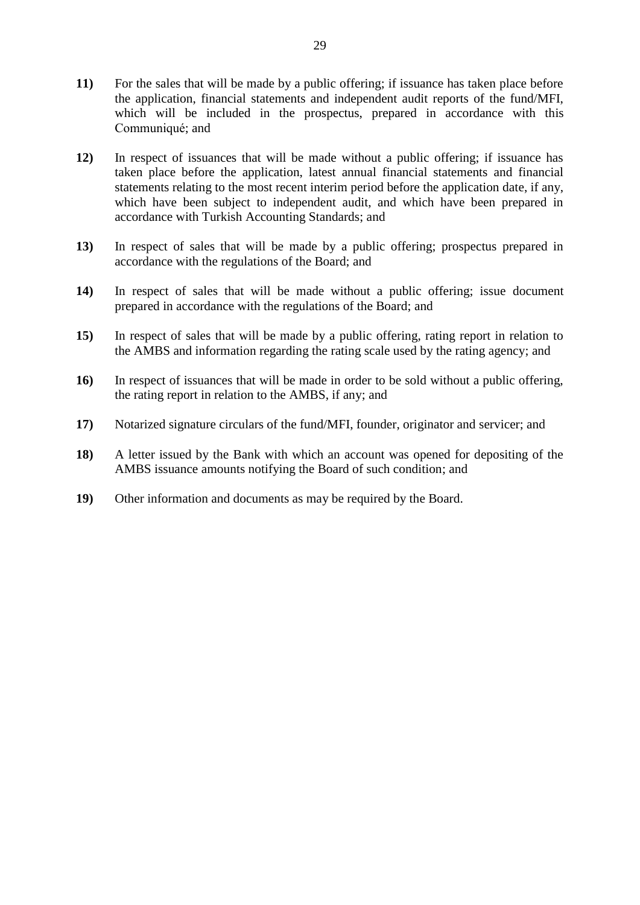**11)** For the sales that will be made by a public offering; if issuance has taken place before the application, financial statements and independent audit reports of the fund/MFI, which will be included in the prospectus, prepared in accordance with this Communiqué; and

**12)** In respect of issuances that will be made without a public offering; if issuance has taken place before the application, latest annual financial statements and financial statements relating to the most recent interim period before the application date, if any, which have been subject to independent audit, and which have been prepared in accordance with Turkish Accounting Standards; and

**13)** In respect of sales that will be made by a public offering; prospectus prepared in accordance with the regulations of the Board; and

**14)** In respect of sales that will be made without a public offering; issue document prepared in accordance with the regulations of the Board; and

**15)** In respect of sales that will be made by a public offering, rating report in relation to the AMBS and information regarding the rating scale used by the rating agency; and

**16)** In respect of issuances that will be made in order to be sold without a public offering, the rating report in relation to the AMBS, if any; and

**17)** Notarized signature circulars of the fund/MFI, founder, originator and servicer; and

**18)** A letter issued by the Bank with which an account was opened for depositing of the AMBS issuance amounts notifying the Board of such condition; and

**19)** Other information and documents as may be required by the Board.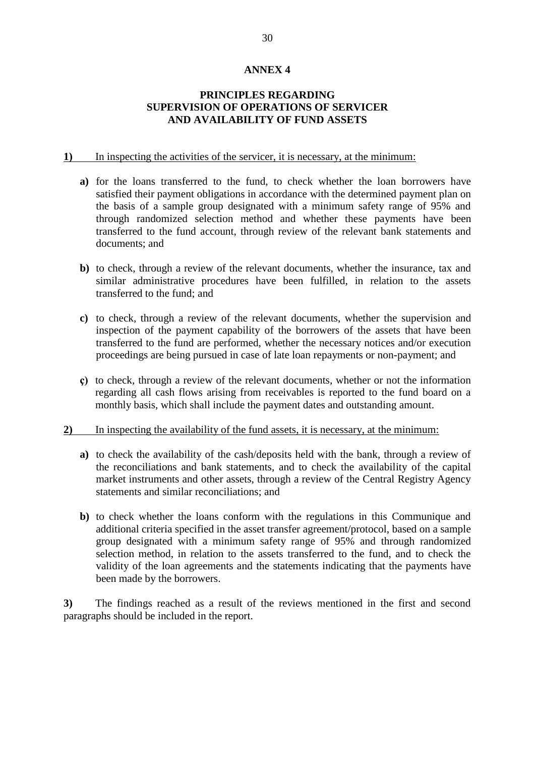# ANNEX 4

## PRINCIPLES REGARDING SUPERVISION OF OPERATIONS OF SERVICER AND AVAILABILITY OF FUND ASSETS

**1)** In inspecting the activities of the servicer, it is necessary, at the minimum:

**a)** for the loans transferred to the fund, to check whether the loan borrowers have satisfied their payment obligations in accordance with the determined payment plan on the basis of a sample group designated with a minimum safety range of 95% and through randomized selection method and whether these payments have been transferred to the fund account, through review of the relevant bank statements and documents; and

**b)** to check, through a review of the relevant documents, whether the insurance, tax and similar administrative procedures have been fulfilled, in relation to the assets transferred to the fund; and

**c)** to check, through a review of the relevant documents, whether the supervision and inspection of the payment capability of the borrowers of the assets that have been transferred to the fund are performed, whether the necessary notices and/or execution proceedings are being pursued in case of late loan repayments or non-payment; and

**ç)** to check, through a review of the relevant documents, whether or not the information regarding all cash flows arising from receivables is reported to the fund board on a monthly basis, which shall include the payment dates and outstanding amount.

**2)** In inspecting the availability of the fund assets, it is necessary, at the minimum:

**a)** to check the availability of the cash/deposits held with the bank, through a review of the reconciliations and bank statements, and to check the availability of the capital market instruments and other assets, through a review of the Central Registry Agency statements and similar reconciliations; and

**b)** to check whether the loans conform with the regulations in this Communique and additional criteria specified in the asset transfer agreement/protocol, based on a sample group designated with a minimum safety range of 95% and through randomized selection method, in relation to the assets transferred to the fund, and to check the validity of the loan agreements and the statements indicating that the payments have been made by the borrowers.

**3)** The findings reached as a result of the reviews mentioned in the first and second paragraphs should be included in the report.